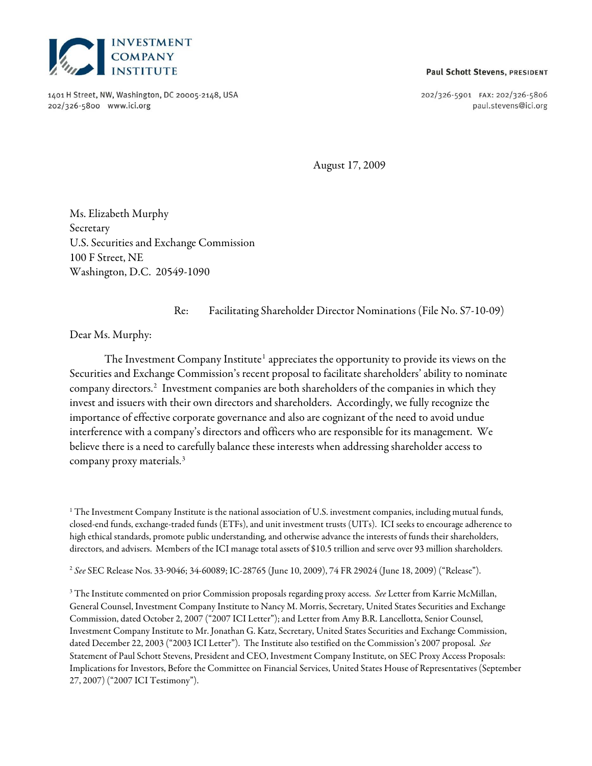INVESTMENT COMPANY INSTITUTE

1401 H Street, NW, Washington, DC 20005-2148, USA
202/326-5800 www.ici.org

**Paul Schott Stevens, PRESIDENT**

202/326-5901 FAX: 202/326-5806
paul.stevens@ici.org

August 17, 2009

Ms. Elizabeth Murphy
Secretary
U.S. Securities and Exchange Commission
100 F Street, NE
Washington, D.C. 20549-1090

Re: Facilitating Shareholder Director Nominations (File No. S7-10-09)

Dear Ms. Murphy:

The Investment Company Institute[1] appreciates the opportunity to provide its views on the Securities and Exchange Commission's recent proposal to facilitate shareholders' ability to nominate company directors.[2] Investment companies are both shareholders of the companies in which they invest and issuers with their own directors and shareholders. Accordingly, we fully recognize the importance of effective corporate governance and also are cognizant of the need to avoid undue interference with a company's directors and officers who are responsible for its management. We believe there is a need to carefully balance these interests when addressing shareholder access to company proxy materials.[3]

[1] The Investment Company Institute is the national association of U.S. investment companies, including mutual funds, closed-end funds, exchange-traded funds (ETFs), and unit investment trusts (UITs). ICI seeks to encourage adherence to high ethical standards, promote public understanding, and otherwise advance the interests of funds their shareholders, directors, and advisers. Members of the ICI manage total assets of $10.5 trillion and serve over 93 million shareholders.

[2] *See* SEC Release Nos. 33-9046; 34-60089; IC-28765 (June 10, 2009), 74 FR 29024 (June 18, 2009) ("Release").

[3] The Institute commented on prior Commission proposals regarding proxy access. *See* Letter from Karrie McMillan, General Counsel, Investment Company Institute to Nancy M. Morris, Secretary, United States Securities and Exchange Commission, dated October 2, 2007 ("2007 ICI Letter"); and Letter from Amy B.R. Lancellotta, Senior Counsel, Investment Company Institute to Mr. Jonathan G. Katz, Secretary, United States Securities and Exchange Commission, dated December 22, 2003 ("2003 ICI Letter"). The Institute also testified on the Commission's 2007 proposal. *See* Statement of Paul Schott Stevens, President and CEO, Investment Company Institute, on SEC Proxy Access Proposals: Implications for Investors, Before the Committee on Financial Services, United States House of Representatives (September 27, 2007) ("2007 ICI Testimony").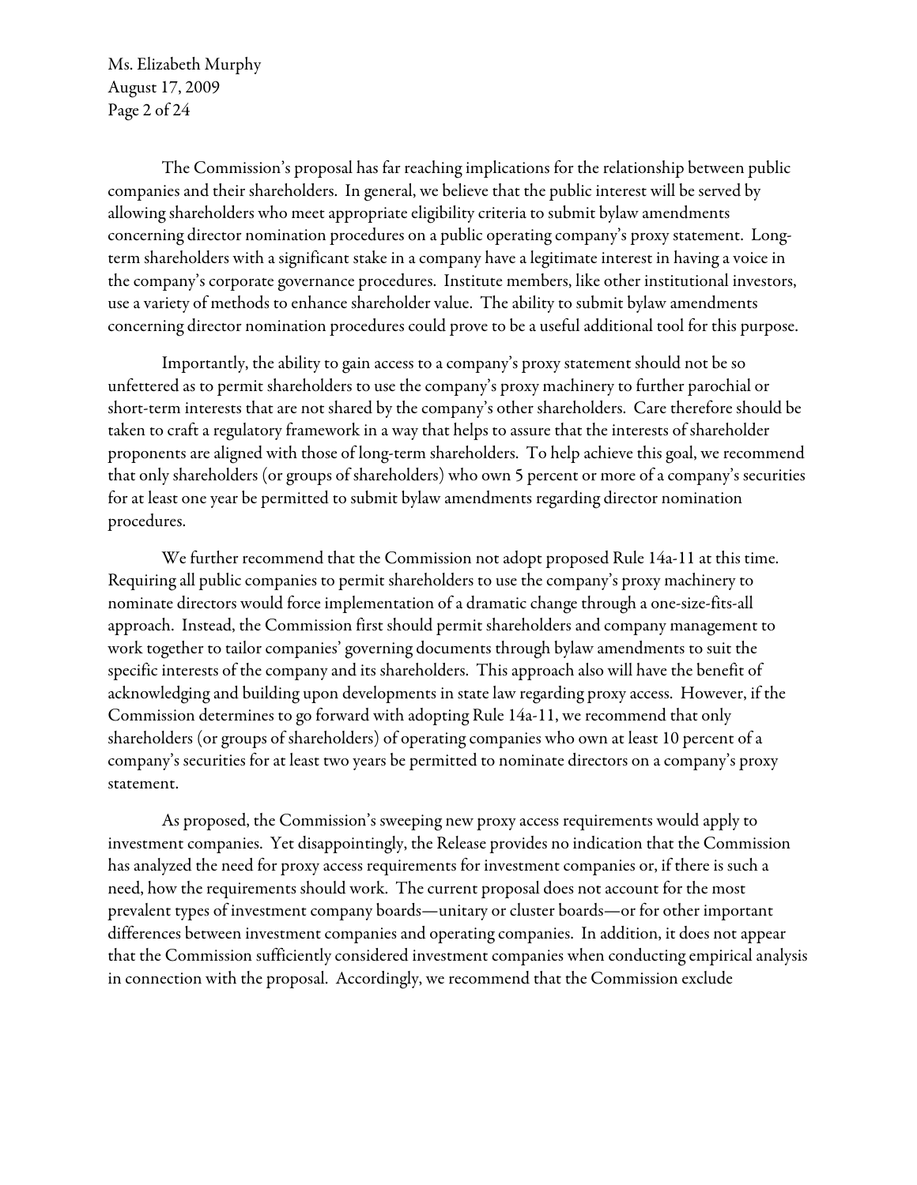The Commission's proposal has far reaching implications for the relationship between public companies and their shareholders. In general, we believe that the public interest will be served by allowing shareholders who meet appropriate eligibility criteria to submit bylaw amendments concerning director nomination procedures on a public operating company's proxy statement. Long-term shareholders with a significant stake in a company have a legitimate interest in having a voice in the company's corporate governance procedures. Institute members, like other institutional investors, use a variety of methods to enhance shareholder value. The ability to submit bylaw amendments concerning director nomination procedures could prove to be a useful additional tool for this purpose.

Importantly, the ability to gain access to a company's proxy statement should not be so unfettered as to permit shareholders to use the company's proxy machinery to further parochial or short-term interests that are not shared by the company's other shareholders. Care therefore should be taken to craft a regulatory framework in a way that helps to assure that the interests of shareholder proponents are aligned with those of long-term shareholders. To help achieve this goal, we recommend that only shareholders (or groups of shareholders) who own 5 percent or more of a company's securities for at least one year be permitted to submit bylaw amendments regarding director nomination procedures.

We further recommend that the Commission not adopt proposed Rule 14a-11 at this time. Requiring all public companies to permit shareholders to use the company's proxy machinery to nominate directors would force implementation of a dramatic change through a one-size-fits-all approach. Instead, the Commission first should permit shareholders and company management to work together to tailor companies' governing documents through bylaw amendments to suit the specific interests of the company and its shareholders. This approach also will have the benefit of acknowledging and building upon developments in state law regarding proxy access. However, if the Commission determines to go forward with adopting Rule 14a-11, we recommend that only shareholders (or groups of shareholders) of operating companies who own at least 10 percent of a company's securities for at least two years be permitted to nominate directors on a company's proxy statement.

As proposed, the Commission's sweeping new proxy access requirements would apply to investment companies. Yet disappointingly, the Release provides no indication that the Commission has analyzed the need for proxy access requirements for investment companies or, if there is such a need, how the requirements should work. The current proposal does not account for the most prevalent types of investment company boards—unitary or cluster boards—or for other important differences between investment companies and operating companies. In addition, it does not appear that the Commission sufficiently considered investment companies when conducting empirical analysis in connection with the proposal. Accordingly, we recommend that the Commission exclude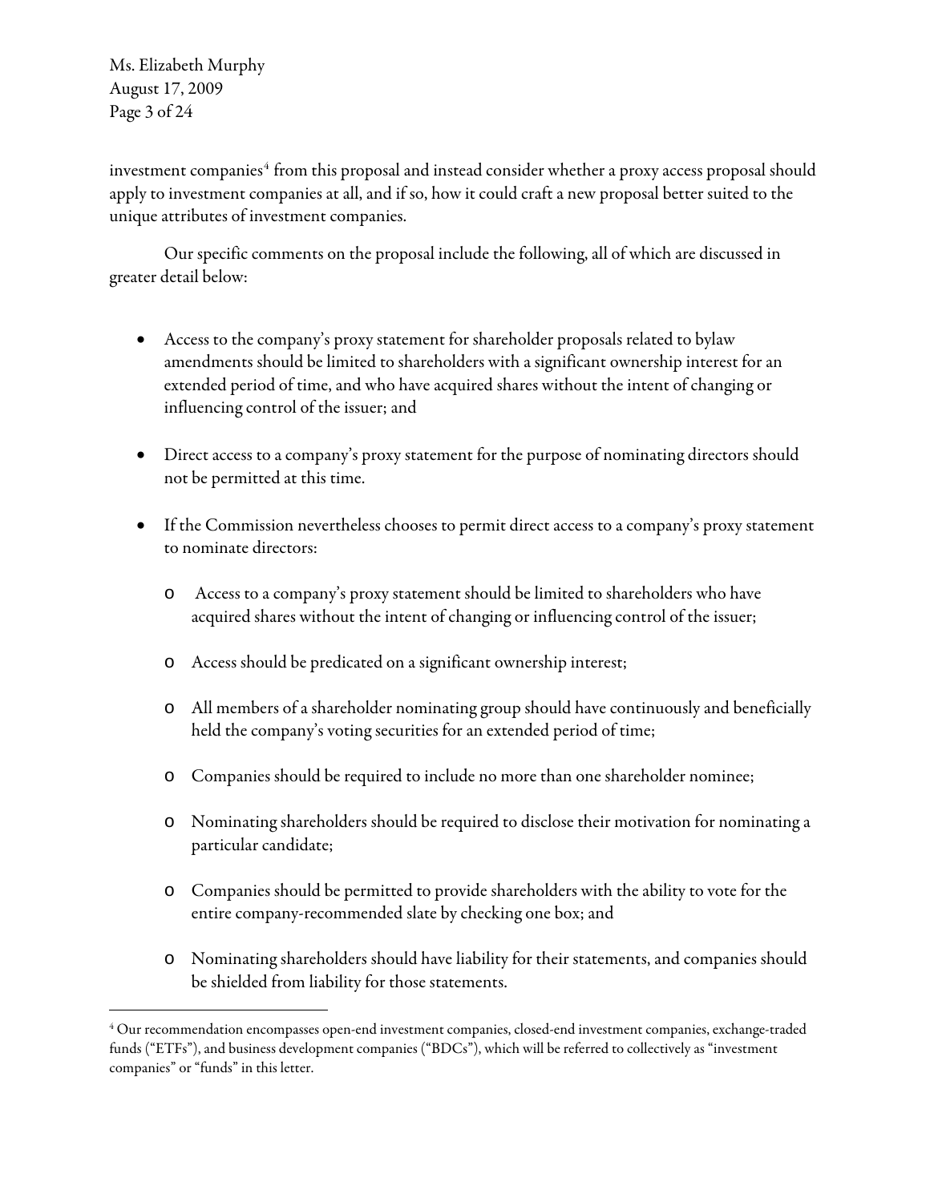investment companies[4] from this proposal and instead consider whether a proxy access proposal should apply to investment companies at all, and if so, how it could craft a new proposal better suited to the unique attributes of investment companies.

Our specific comments on the proposal include the following, all of which are discussed in greater detail below:

- Access to the company's proxy statement for shareholder proposals related to bylaw amendments should be limited to shareholders with a significant ownership interest for an extended period of time, and who have acquired shares without the intent of changing or influencing control of the issuer; and

- Direct access to a company's proxy statement for the purpose of nominating directors should not be permitted at this time.

- If the Commission nevertheless chooses to permit direct access to a company's proxy statement to nominate directors:

    - Access to a company's proxy statement should be limited to shareholders who have acquired shares without the intent of changing or influencing control of the issuer;

    - Access should be predicated on a significant ownership interest;

    - All members of a shareholder nominating group should have continuously and beneficially held the company's voting securities for an extended period of time;

    - Companies should be required to include no more than one shareholder nominee;

    - Nominating shareholders should be required to disclose their motivation for nominating a particular candidate;

    - Companies should be permitted to provide shareholders with the ability to vote for the entire company-recommended slate by checking one box; and

    - Nominating shareholders should have liability for their statements, and companies should be shielded from liability for those statements.

[4] Our recommendation encompasses open-end investment companies, closed-end investment companies, exchange-traded funds ("ETFs"), and business development companies ("BDCs"), which will be referred to collectively as "investment companies" or "funds" in this letter.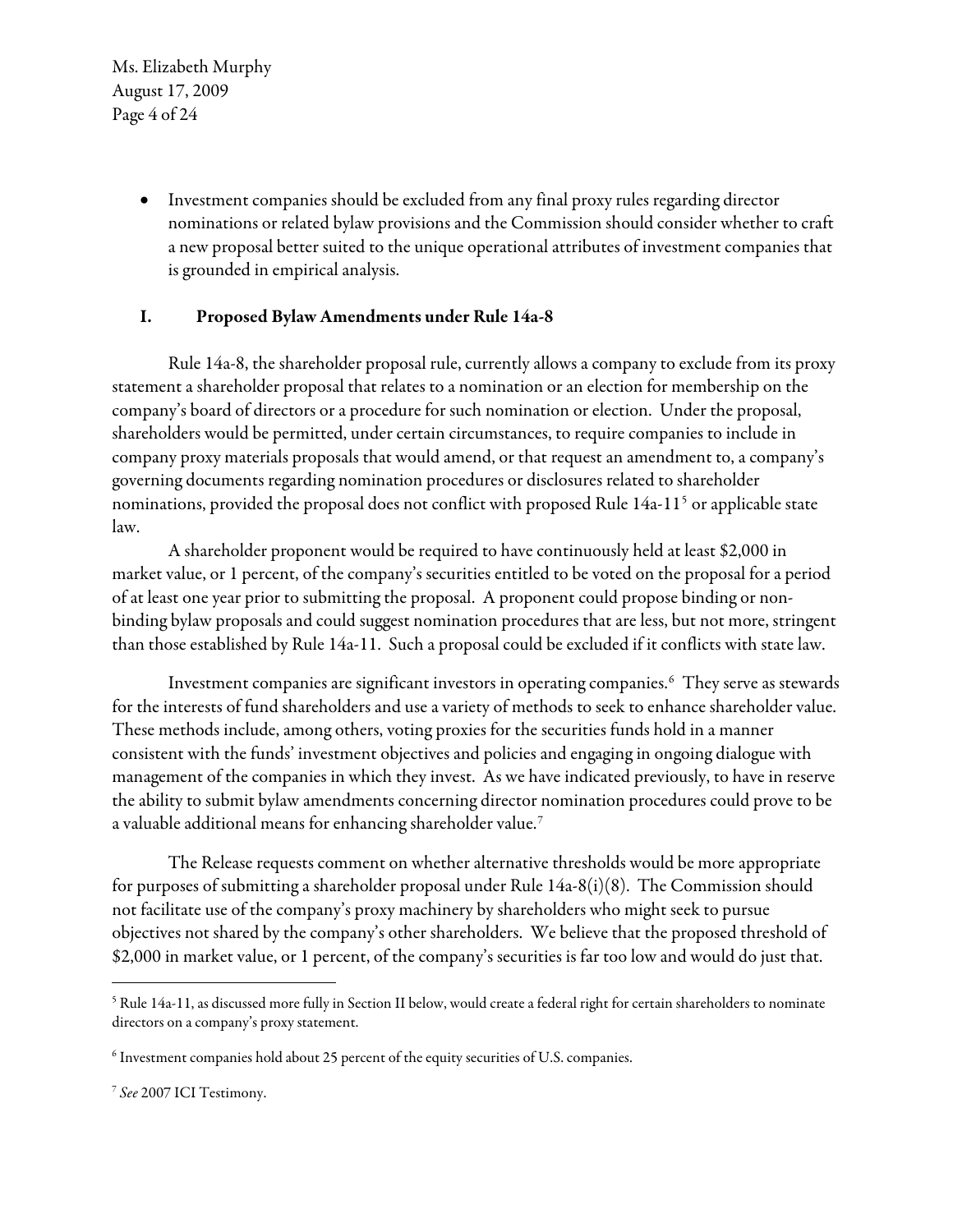- Investment companies should be excluded from any final proxy rules regarding director nominations or related bylaw provisions and the Commission should consider whether to craft a new proposal better suited to the unique operational attributes of investment companies that is grounded in empirical analysis.

## I. Proposed Bylaw Amendments under Rule 14a-8

Rule 14a-8, the shareholder proposal rule, currently allows a company to exclude from its proxy statement a shareholder proposal that relates to a nomination or an election for membership on the company's board of directors or a procedure for such nomination or election. Under the proposal, shareholders would be permitted, under certain circumstances, to require companies to include in company proxy materials proposals that would amend, or that request an amendment to, a company's governing documents regarding nomination procedures or disclosures related to shareholder nominations, provided the proposal does not conflict with proposed Rule 14a-11[5] or applicable state law.

A shareholder proponent would be required to have continuously held at least $2,000 in market value, or 1 percent, of the company's securities entitled to be voted on the proposal for a period of at least one year prior to submitting the proposal. A proponent could propose binding or non-binding bylaw proposals and could suggest nomination procedures that are less, but not more, stringent than those established by Rule 14a-11. Such a proposal could be excluded if it conflicts with state law.

Investment companies are significant investors in operating companies.[6] They serve as stewards for the interests of fund shareholders and use a variety of methods to seek to enhance shareholder value. These methods include, among others, voting proxies for the securities funds hold in a manner consistent with the funds' investment objectives and policies and engaging in ongoing dialogue with management of the companies in which they invest. As we have indicated previously, to have in reserve the ability to submit bylaw amendments concerning director nomination procedures could prove to be a valuable additional means for enhancing shareholder value.[7]

The Release requests comment on whether alternative thresholds would be more appropriate for purposes of submitting a shareholder proposal under Rule 14a-8(i)(8). The Commission should not facilitate use of the company's proxy machinery by shareholders who might seek to pursue objectives not shared by the company's other shareholders. We believe that the proposed threshold of $2,000 in market value, or 1 percent, of the company's securities is far too low and would do just that.

---

[5] Rule 14a-11, as discussed more fully in Section II below, would create a federal right for certain shareholders to nominate directors on a company's proxy statement.

[6] Investment companies hold about 25 percent of the equity securities of U.S. companies.

[7] *See* 2007 ICI Testimony.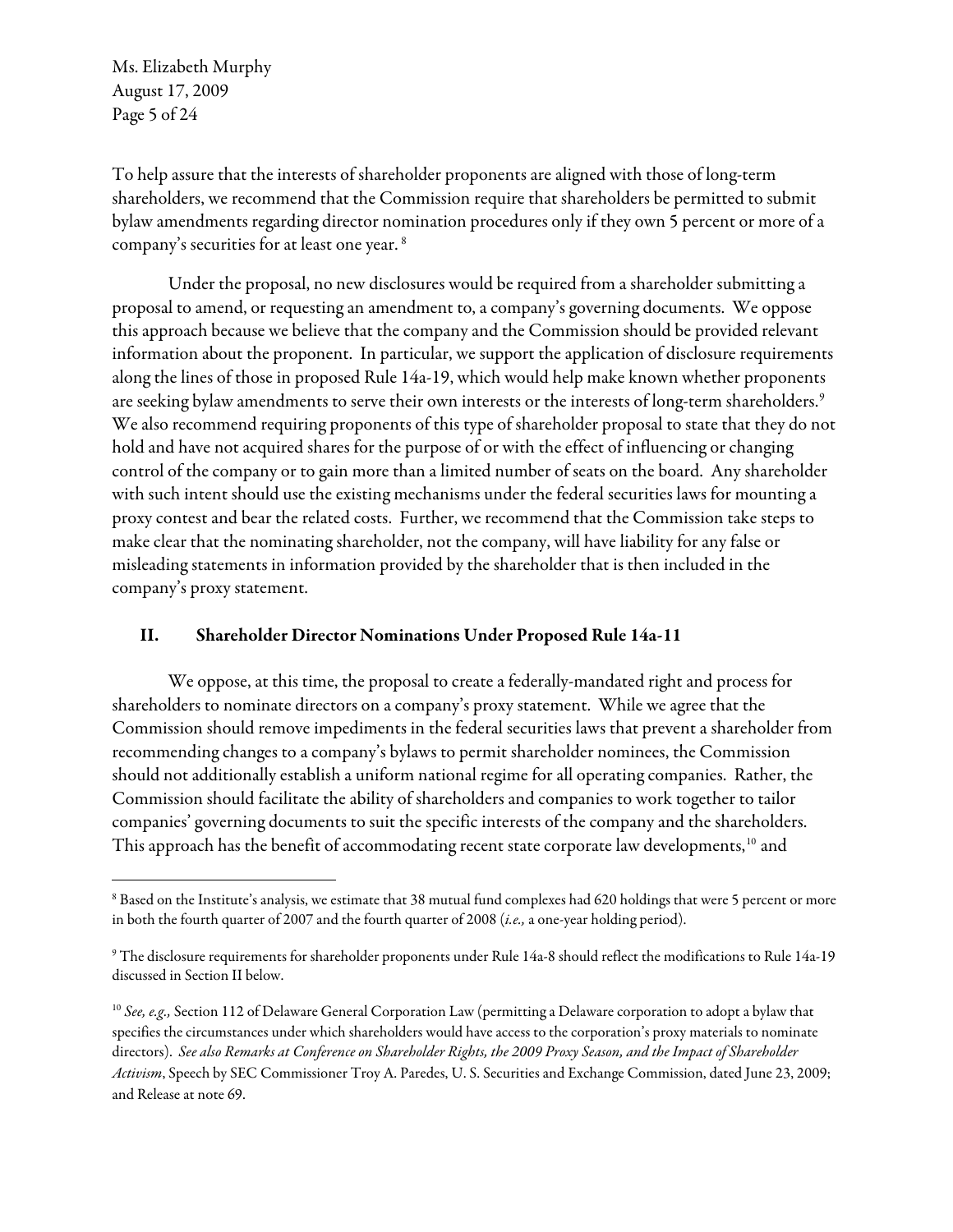To help assure that the interests of shareholder proponents are aligned with those of long-term shareholders, we recommend that the Commission require that shareholders be permitted to submit bylaw amendments regarding director nomination procedures only if they own 5 percent or more of a company's securities for at least one year. [8]

Under the proposal, no new disclosures would be required from a shareholder submitting a proposal to amend, or requesting an amendment to, a company's governing documents. We oppose this approach because we believe that the company and the Commission should be provided relevant information about the proponent. In particular, we support the application of disclosure requirements along the lines of those in proposed Rule 14a-19, which would help make known whether proponents are seeking bylaw amendments to serve their own interests or the interests of long-term shareholders.[9] We also recommend requiring proponents of this type of shareholder proposal to state that they do not hold and have not acquired shares for the purpose of or with the effect of influencing or changing control of the company or to gain more than a limited number of seats on the board. Any shareholder with such intent should use the existing mechanisms under the federal securities laws for mounting a proxy contest and bear the related costs. Further, we recommend that the Commission take steps to make clear that the nominating shareholder, not the company, will have liability for any false or misleading statements in information provided by the shareholder that is then included in the company's proxy statement.

## II. Shareholder Director Nominations Under Proposed Rule 14a-11

We oppose, at this time, the proposal to create a federally-mandated right and process for shareholders to nominate directors on a company's proxy statement. While we agree that the Commission should remove impediments in the federal securities laws that prevent a shareholder from recommending changes to a company's bylaws to permit shareholder nominees, the Commission should not additionally establish a uniform national regime for all operating companies. Rather, the Commission should facilitate the ability of shareholders and companies to work together to tailor companies' governing documents to suit the specific interests of the company and the shareholders. This approach has the benefit of accommodating recent state corporate law developments,[10] and

---

[8] Based on the Institute's analysis, we estimate that 38 mutual fund complexes had 620 holdings that were 5 percent or more in both the fourth quarter of 2007 and the fourth quarter of 2008 (*i.e.,* a one-year holding period).

[9] The disclosure requirements for shareholder proponents under Rule 14a-8 should reflect the modifications to Rule 14a-19 discussed in Section II below.

[10] *See, e.g.,* Section 112 of Delaware General Corporation Law (permitting a Delaware corporation to adopt a bylaw that specifies the circumstances under which shareholders would have access to the corporation's proxy materials to nominate directors). *See also Remarks at Conference on Shareholder Rights, the 2009 Proxy Season, and the Impact of Shareholder Activism*, Speech by SEC Commissioner Troy A. Paredes, U. S. Securities and Exchange Commission, dated June 23, 2009; and Release at note 69.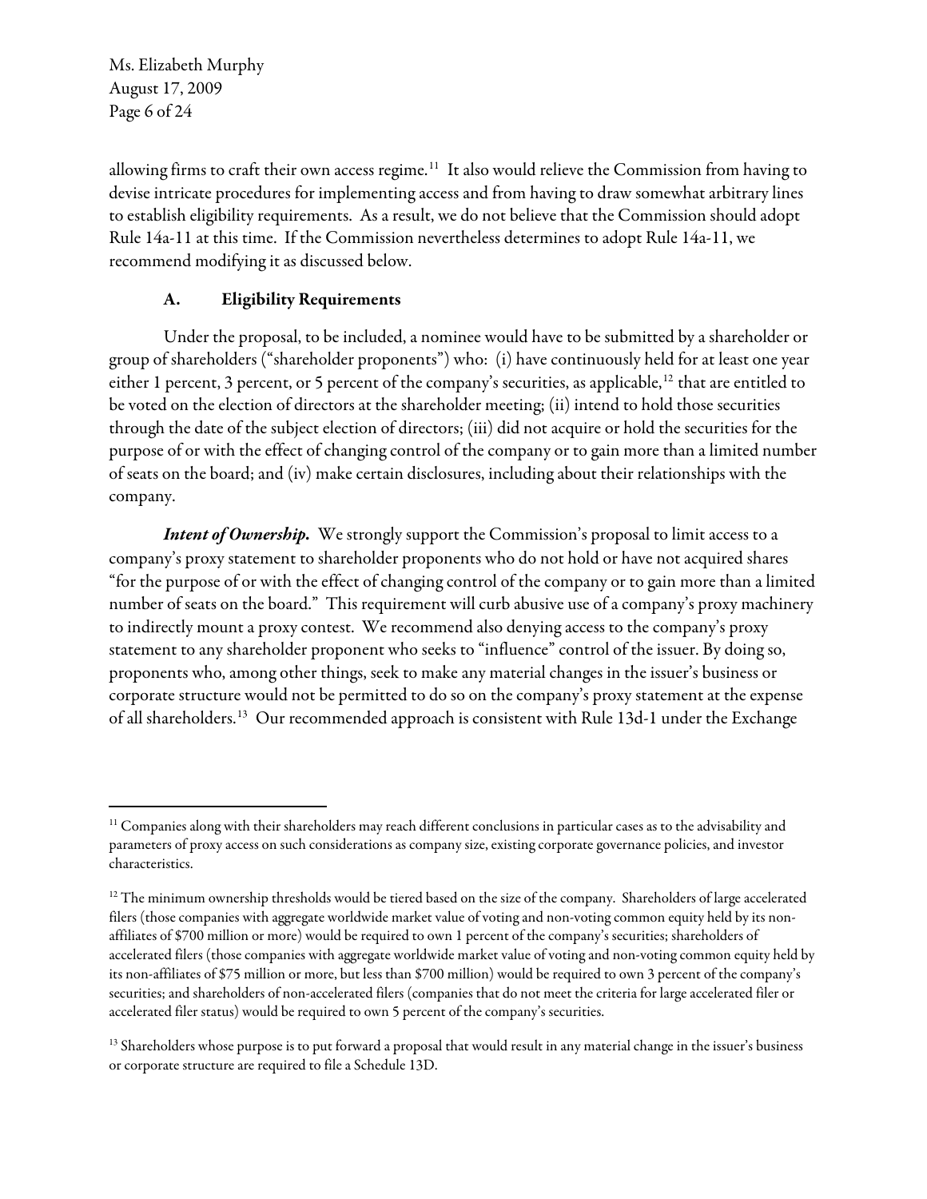allowing firms to craft their own access regime.[11] It also would relieve the Commission from having to devise intricate procedures for implementing access and from having to draw somewhat arbitrary lines to establish eligibility requirements. As a result, we do not believe that the Commission should adopt Rule 14a-11 at this time. If the Commission nevertheless determines to adopt Rule 14a-11, we recommend modifying it as discussed below.

### A. Eligibility Requirements

Under the proposal, to be included, a nominee would have to be submitted by a shareholder or group of shareholders ("shareholder proponents") who: (i) have continuously held for at least one year either 1 percent, 3 percent, or 5 percent of the company's securities, as applicable,[12] that are entitled to be voted on the election of directors at the shareholder meeting; (ii) intend to hold those securities through the date of the subject election of directors; (iii) did not acquire or hold the securities for the purpose of or with the effect of changing control of the company or to gain more than a limited number of seats on the board; and (iv) make certain disclosures, including about their relationships with the company.

***Intent of Ownership.*** We strongly support the Commission's proposal to limit access to a company's proxy statement to shareholder proponents who do not hold or have not acquired shares "for the purpose of or with the effect of changing control of the company or to gain more than a limited number of seats on the board." This requirement will curb abusive use of a company's proxy machinery to indirectly mount a proxy contest. We recommend also denying access to the company's proxy statement to any shareholder proponent who seeks to "influence" control of the issuer. By doing so, proponents who, among other things, seek to make any material changes in the issuer's business or corporate structure would not be permitted to do so on the company's proxy statement at the expense of all shareholders.[13] Our recommended approach is consistent with Rule 13d-1 under the Exchange

---

[11] Companies along with their shareholders may reach different conclusions in particular cases as to the advisability and parameters of proxy access on such considerations as company size, existing corporate governance policies, and investor characteristics.

[12] The minimum ownership thresholds would be tiered based on the size of the company. Shareholders of large accelerated filers (those companies with aggregate worldwide market value of voting and non-voting common equity held by its non-affiliates of $700 million or more) would be required to own 1 percent of the company's securities; shareholders of accelerated filers (those companies with aggregate worldwide market value of voting and non-voting common equity held by its non-affiliates of $75 million or more, but less than $700 million) would be required to own 3 percent of the company's securities; and shareholders of non-accelerated filers (companies that do not meet the criteria for large accelerated filer or accelerated filer status) would be required to own 5 percent of the company's securities.

[13] Shareholders whose purpose is to put forward a proposal that would result in any material change in the issuer's business or corporate structure are required to file a Schedule 13D.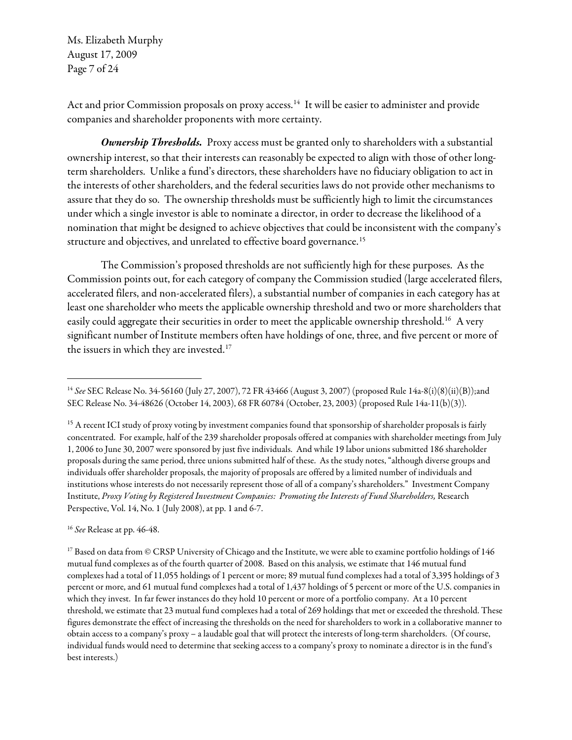Act and prior Commission proposals on proxy access.[14] It will be easier to administer and provide companies and shareholder proponents with more certainty.

***Ownership Thresholds.*** Proxy access must be granted only to shareholders with a substantial ownership interest, so that their interests can reasonably be expected to align with those of other long-term shareholders. Unlike a fund's directors, these shareholders have no fiduciary obligation to act in the interests of other shareholders, and the federal securities laws do not provide other mechanisms to assure that they do so. The ownership thresholds must be sufficiently high to limit the circumstances under which a single investor is able to nominate a director, in order to decrease the likelihood of a nomination that might be designed to achieve objectives that could be inconsistent with the company's structure and objectives, and unrelated to effective board governance.[15]

The Commission's proposed thresholds are not sufficiently high for these purposes. As the Commission points out, for each category of company the Commission studied (large accelerated filers, accelerated filers, and non-accelerated filers), a substantial number of companies in each category has at least one shareholder who meets the applicable ownership threshold and two or more shareholders that easily could aggregate their securities in order to meet the applicable ownership threshold.[16] A very significant number of Institute members often have holdings of one, three, and five percent or more of the issuers in which they are invested.[17]

---

[14] *See* SEC Release No. 34-56160 (July 27, 2007), 72 FR 43466 (August 3, 2007) (proposed Rule 14a-8(i)(8)(ii)(B));and SEC Release No. 34-48626 (October 14, 2003), 68 FR 60784 (October, 23, 2003) (proposed Rule 14a-11(b)(3)).

[15] A recent ICI study of proxy voting by investment companies found that sponsorship of shareholder proposals is fairly concentrated. For example, half of the 239 shareholder proposals offered at companies with shareholder meetings from July 1, 2006 to June 30, 2007 were sponsored by just five individuals. And while 19 labor unions submitted 186 shareholder proposals during the same period, three unions submitted half of these. As the study notes, "although diverse groups and individuals offer shareholder proposals, the majority of proposals are offered by a limited number of individuals and institutions whose interests do not necessarily represent those of all of a company's shareholders." Investment Company Institute, *Proxy Voting by Registered Investment Companies: Promoting the Interests of Fund Shareholders,* Research Perspective, Vol. 14, No. 1 (July 2008), at pp. 1 and 6-7.

[16] *See* Release at pp. 46-48.

[17] Based on data from © CRSP University of Chicago and the Institute, we were able to examine portfolio holdings of 146 mutual fund complexes as of the fourth quarter of 2008. Based on this analysis, we estimate that 146 mutual fund complexes had a total of 11,055 holdings of 1 percent or more; 89 mutual fund complexes had a total of 3,395 holdings of 3 percent or more, and 61 mutual fund complexes had a total of 1,437 holdings of 5 percent or more of the U.S. companies in which they invest. In far fewer instances do they hold 10 percent or more of a portfolio company. At a 10 percent threshold, we estimate that 23 mutual fund complexes had a total of 269 holdings that met or exceeded the threshold. These figures demonstrate the effect of increasing the thresholds on the need for shareholders to work in a collaborative manner to obtain access to a company's proxy – a laudable goal that will protect the interests of long-term shareholders. (Of course, individual funds would need to determine that seeking access to a company's proxy to nominate a director is in the fund's best interests.)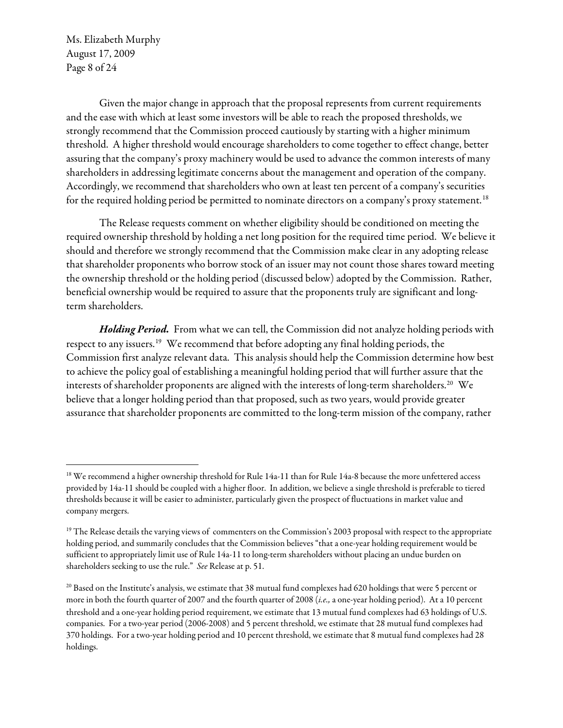Given the major change in approach that the proposal represents from current requirements and the ease with which at least some investors will be able to reach the proposed thresholds, we strongly recommend that the Commission proceed cautiously by starting with a higher minimum threshold. A higher threshold would encourage shareholders to come together to effect change, better assuring that the company's proxy machinery would be used to advance the common interests of many shareholders in addressing legitimate concerns about the management and operation of the company. Accordingly, we recommend that shareholders who own at least ten percent of a company's securities for the required holding period be permitted to nominate directors on a company's proxy statement.[18]

The Release requests comment on whether eligibility should be conditioned on meeting the required ownership threshold by holding a net long position for the required time period. We believe it should and therefore we strongly recommend that the Commission make clear in any adopting release that shareholder proponents who borrow stock of an issuer may not count those shares toward meeting the ownership threshold or the holding period (discussed below) adopted by the Commission. Rather, beneficial ownership would be required to assure that the proponents truly are significant and long-term shareholders.

***Holding Period.*** From what we can tell, the Commission did not analyze holding periods with respect to any issuers.[19] We recommend that before adopting any final holding periods, the Commission first analyze relevant data. This analysis should help the Commission determine how best to achieve the policy goal of establishing a meaningful holding period that will further assure that the interests of shareholder proponents are aligned with the interests of long-term shareholders.[20] We believe that a longer holding period than that proposed, such as two years, would provide greater assurance that shareholder proponents are committed to the long-term mission of the company, rather

---

[18] We recommend a higher ownership threshold for Rule 14a-11 than for Rule 14a-8 because the more unfettered access provided by 14a-11 should be coupled with a higher floor. In addition, we believe a single threshold is preferable to tiered thresholds because it will be easier to administer, particularly given the prospect of fluctuations in market value and company mergers.

[19] The Release details the varying views of commenters on the Commission's 2003 proposal with respect to the appropriate holding period, and summarily concludes that the Commission believes "that a one-year holding requirement would be sufficient to appropriately limit use of Rule 14a-11 to long-term shareholders without placing an undue burden on shareholders seeking to use the rule." *See* Release at p. 51.

[20] Based on the Institute's analysis, we estimate that 38 mutual fund complexes had 620 holdings that were 5 percent or more in both the fourth quarter of 2007 and the fourth quarter of 2008 (*i.e.,* a one-year holding period). At a 10 percent threshold and a one-year holding period requirement, we estimate that 13 mutual fund complexes had 63 holdings of U.S. companies. For a two-year period (2006-2008) and 5 percent threshold, we estimate that 28 mutual fund complexes had 370 holdings. For a two-year holding period and 10 percent threshold, we estimate that 8 mutual fund complexes had 28 holdings.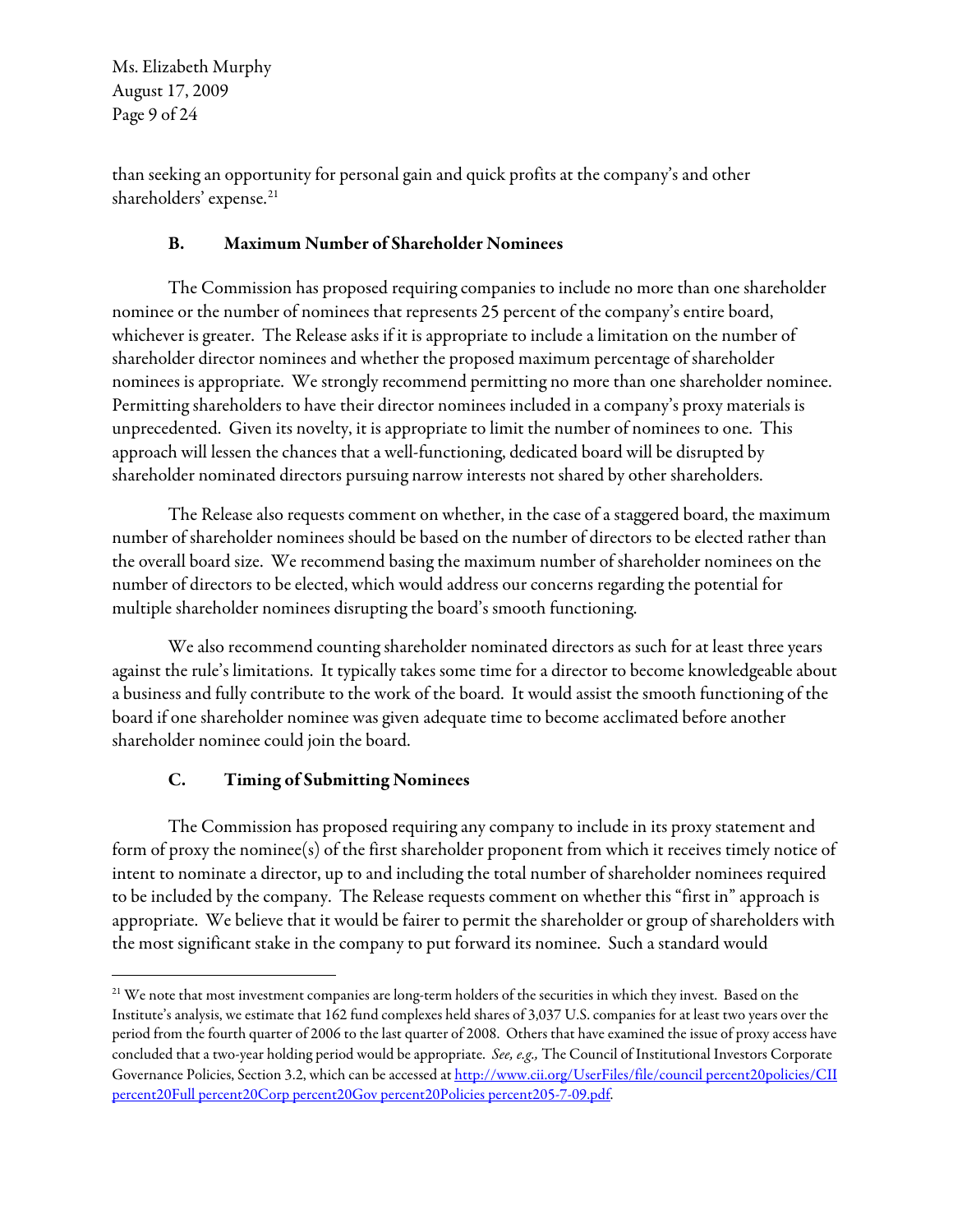than seeking an opportunity for personal gain and quick profits at the company's and other shareholders' expense.[21]

### B. Maximum Number of Shareholder Nominees

The Commission has proposed requiring companies to include no more than one shareholder nominee or the number of nominees that represents 25 percent of the company's entire board, whichever is greater. The Release asks if it is appropriate to include a limitation on the number of shareholder director nominees and whether the proposed maximum percentage of shareholder nominees is appropriate. We strongly recommend permitting no more than one shareholder nominee. Permitting shareholders to have their director nominees included in a company's proxy materials is unprecedented. Given its novelty, it is appropriate to limit the number of nominees to one. This approach will lessen the chances that a well-functioning, dedicated board will be disrupted by shareholder nominated directors pursuing narrow interests not shared by other shareholders.

The Release also requests comment on whether, in the case of a staggered board, the maximum number of shareholder nominees should be based on the number of directors to be elected rather than the overall board size. We recommend basing the maximum number of shareholder nominees on the number of directors to be elected, which would address our concerns regarding the potential for multiple shareholder nominees disrupting the board's smooth functioning.

We also recommend counting shareholder nominated directors as such for at least three years against the rule's limitations. It typically takes some time for a director to become knowledgeable about a business and fully contribute to the work of the board. It would assist the smooth functioning of the board if one shareholder nominee was given adequate time to become acclimated before another shareholder nominee could join the board.

### C. Timing of Submitting Nominees

The Commission has proposed requiring any company to include in its proxy statement and form of proxy the nominee(s) of the first shareholder proponent from which it receives timely notice of intent to nominate a director, up to and including the total number of shareholder nominees required to be included by the company. The Release requests comment on whether this "first in" approach is appropriate. We believe that it would be fairer to permit the shareholder or group of shareholders with the most significant stake in the company to put forward its nominee. Such a standard would

---

[21] We note that most investment companies are long-term holders of the securities in which they invest. Based on the Institute's analysis, we estimate that 162 fund complexes held shares of 3,037 U.S. companies for at least two years over the period from the fourth quarter of 2006 to the last quarter of 2008. Others that have examined the issue of proxy access have concluded that a two-year holding period would be appropriate. *See, e.g.,* The Council of Institutional Investors Corporate Governance Policies, Section 3.2, which can be accessed at http://www.cii.org/UserFiles/file/council percent20policies/CII percent20Full percent20Corp percent20Gov percent20Policies percent205-7-09.pdf.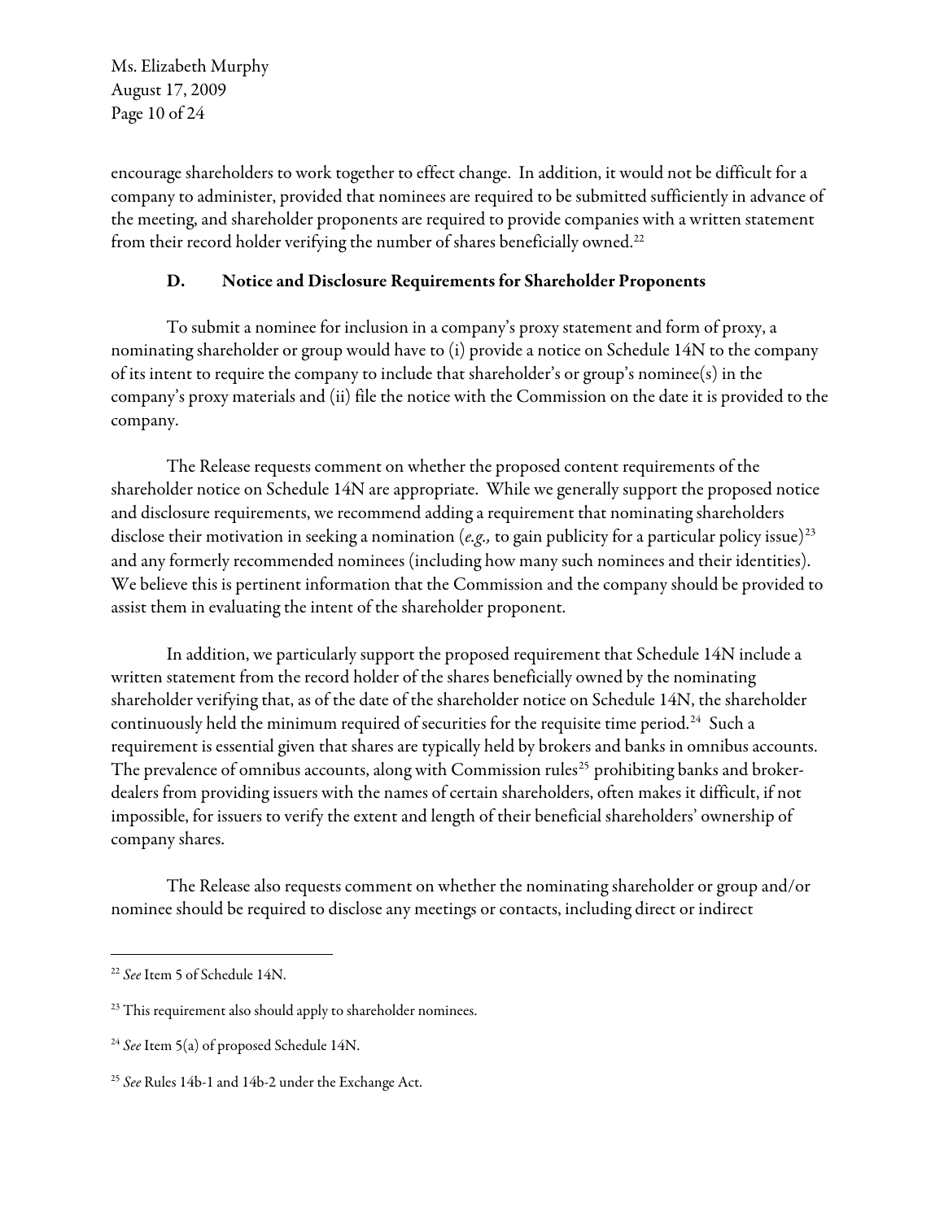encourage shareholders to work together to effect change. In addition, it would not be difficult for a company to administer, provided that nominees are required to be submitted sufficiently in advance of the meeting, and shareholder proponents are required to provide companies with a written statement from their record holder verifying the number of shares beneficially owned.[22]

### D. Notice and Disclosure Requirements for Shareholder Proponents

To submit a nominee for inclusion in a company's proxy statement and form of proxy, a nominating shareholder or group would have to (i) provide a notice on Schedule 14N to the company of its intent to require the company to include that shareholder's or group's nominee(s) in the company's proxy materials and (ii) file the notice with the Commission on the date it is provided to the company.

The Release requests comment on whether the proposed content requirements of the shareholder notice on Schedule 14N are appropriate. While we generally support the proposed notice and disclosure requirements, we recommend adding a requirement that nominating shareholders disclose their motivation in seeking a nomination (*e.g.,* to gain publicity for a particular policy issue)[23] and any formerly recommended nominees (including how many such nominees and their identities). We believe this is pertinent information that the Commission and the company should be provided to assist them in evaluating the intent of the shareholder proponent.

In addition, we particularly support the proposed requirement that Schedule 14N include a written statement from the record holder of the shares beneficially owned by the nominating shareholder verifying that, as of the date of the shareholder notice on Schedule 14N, the shareholder continuously held the minimum required of securities for the requisite time period.[24] Such a requirement is essential given that shares are typically held by brokers and banks in omnibus accounts. The prevalence of omnibus accounts, along with Commission rules[25] prohibiting banks and broker-dealers from providing issuers with the names of certain shareholders, often makes it difficult, if not impossible, for issuers to verify the extent and length of their beneficial shareholders' ownership of company shares.

The Release also requests comment on whether the nominating shareholder or group and/or nominee should be required to disclose any meetings or contacts, including direct or indirect

---

[22] *See* Item 5 of Schedule 14N.

[23] This requirement also should apply to shareholder nominees.

[24] *See* Item 5(a) of proposed Schedule 14N.

[25] *See* Rules 14b-1 and 14b-2 under the Exchange Act.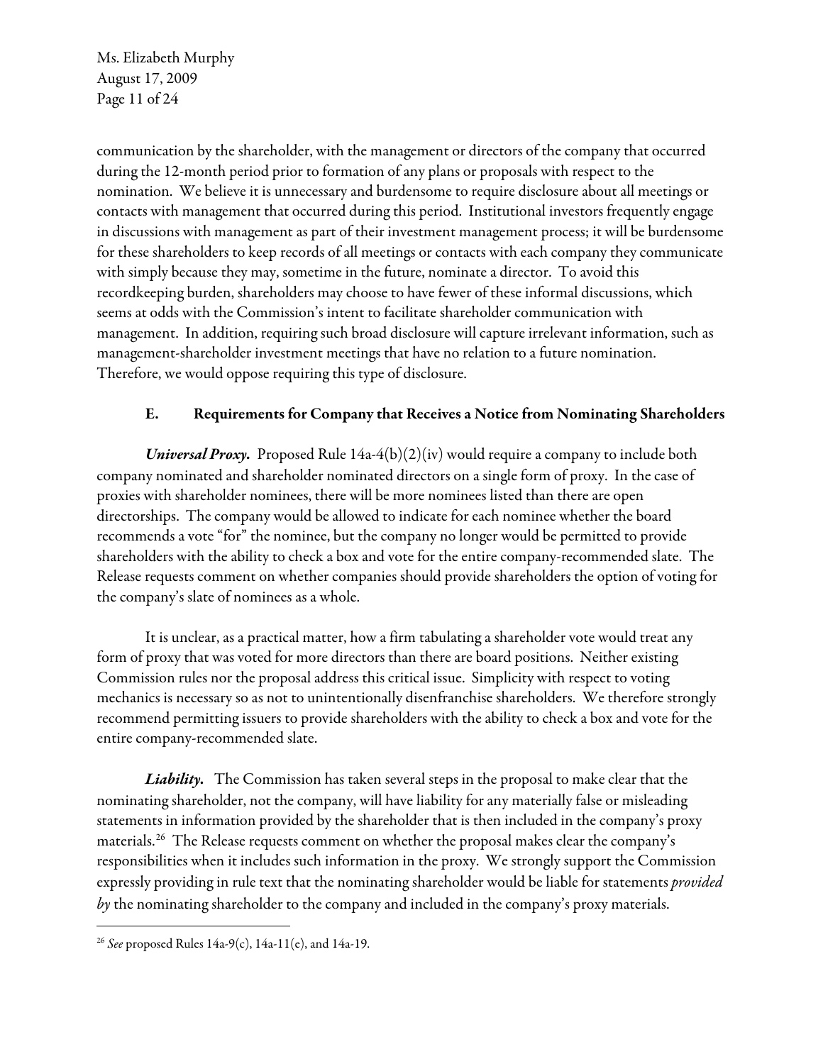communication by the shareholder, with the management or directors of the company that occurred during the 12-month period prior to formation of any plans or proposals with respect to the nomination. We believe it is unnecessary and burdensome to require disclosure about all meetings or contacts with management that occurred during this period. Institutional investors frequently engage in discussions with management as part of their investment management process; it will be burdensome for these shareholders to keep records of all meetings or contacts with each company they communicate with simply because they may, sometime in the future, nominate a director. To avoid this recordkeeping burden, shareholders may choose to have fewer of these informal discussions, which seems at odds with the Commission's intent to facilitate shareholder communication with management. In addition, requiring such broad disclosure will capture irrelevant information, such as management-shareholder investment meetings that have no relation to a future nomination. Therefore, we would oppose requiring this type of disclosure.

### E. Requirements for Company that Receives a Notice from Nominating Shareholders

***Universal Proxy.*** Proposed Rule 14a-4(b)(2)(iv) would require a company to include both company nominated and shareholder nominated directors on a single form of proxy. In the case of proxies with shareholder nominees, there will be more nominees listed than there are open directorships. The company would be allowed to indicate for each nominee whether the board recommends a vote "for" the nominee, but the company no longer would be permitted to provide shareholders with the ability to check a box and vote for the entire company-recommended slate. The Release requests comment on whether companies should provide shareholders the option of voting for the company's slate of nominees as a whole.

It is unclear, as a practical matter, how a firm tabulating a shareholder vote would treat any form of proxy that was voted for more directors than there are board positions. Neither existing Commission rules nor the proposal address this critical issue. Simplicity with respect to voting mechanics is necessary so as not to unintentionally disenfranchise shareholders. We therefore strongly recommend permitting issuers to provide shareholders with the ability to check a box and vote for the entire company-recommended slate.

***Liability.*** The Commission has taken several steps in the proposal to make clear that the nominating shareholder, not the company, will have liability for any materially false or misleading statements in information provided by the shareholder that is then included in the company's proxy materials.[26] The Release requests comment on whether the proposal makes clear the company's responsibilities when it includes such information in the proxy. We strongly support the Commission expressly providing in rule text that the nominating shareholder would be liable for statements *provided by* the nominating shareholder to the company and included in the company's proxy materials.

---

[26] *See* proposed Rules 14a-9(c), 14a-11(e), and 14a-19.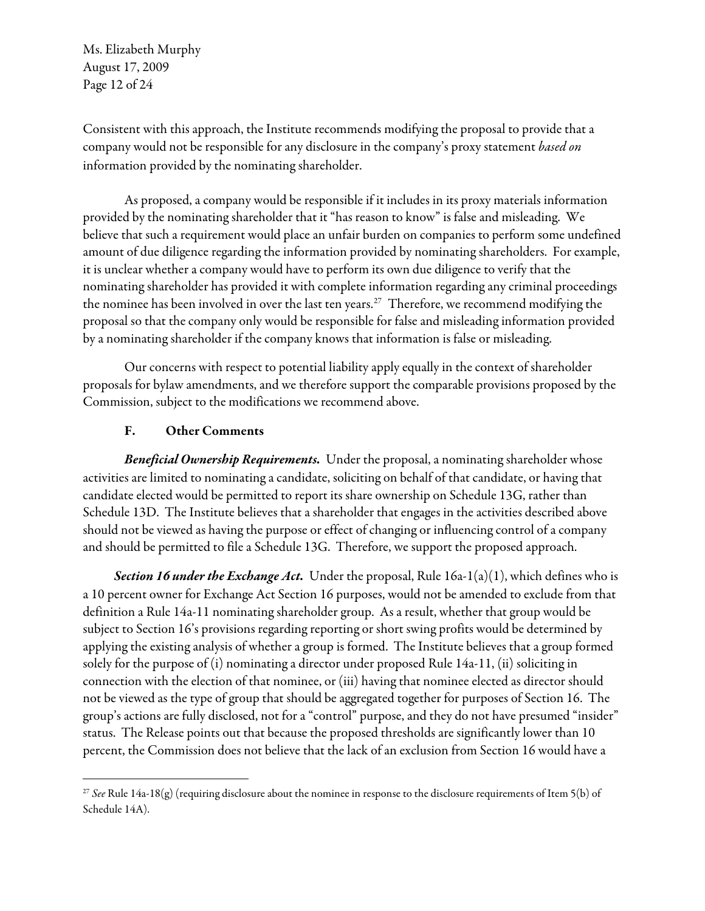Consistent with this approach, the Institute recommends modifying the proposal to provide that a company would not be responsible for any disclosure in the company's proxy statement *based on* information provided by the nominating shareholder.

As proposed, a company would be responsible if it includes in its proxy materials information provided by the nominating shareholder that it "has reason to know" is false and misleading. We believe that such a requirement would place an unfair burden on companies to perform some undefined amount of due diligence regarding the information provided by nominating shareholders. For example, it is unclear whether a company would have to perform its own due diligence to verify that the nominating shareholder has provided it with complete information regarding any criminal proceedings the nominee has been involved in over the last ten years.[27] Therefore, we recommend modifying the proposal so that the company only would be responsible for false and misleading information provided by a nominating shareholder if the company knows that information is false or misleading.

Our concerns with respect to potential liability apply equally in the context of shareholder proposals for bylaw amendments, and we therefore support the comparable provisions proposed by the Commission, subject to the modifications we recommend above.

### F. Other Comments

***Beneficial Ownership Requirements.*** Under the proposal, a nominating shareholder whose activities are limited to nominating a candidate, soliciting on behalf of that candidate, or having that candidate elected would be permitted to report its share ownership on Schedule 13G, rather than Schedule 13D. The Institute believes that a shareholder that engages in the activities described above should not be viewed as having the purpose or effect of changing or influencing control of a company and should be permitted to file a Schedule 13G. Therefore, we support the proposed approach.

***Section 16 under the Exchange Act.*** Under the proposal, Rule 16a-1(a)(1), which defines who is a 10 percent owner for Exchange Act Section 16 purposes, would not be amended to exclude from that definition a Rule 14a-11 nominating shareholder group. As a result, whether that group would be subject to Section 16's provisions regarding reporting or short swing profits would be determined by applying the existing analysis of whether a group is formed. The Institute believes that a group formed solely for the purpose of (i) nominating a director under proposed Rule 14a-11, (ii) soliciting in connection with the election of that nominee, or (iii) having that nominee elected as director should not be viewed as the type of group that should be aggregated together for purposes of Section 16. The group's actions are fully disclosed, not for a "control" purpose, and they do not have presumed "insider" status. The Release points out that because the proposed thresholds are significantly lower than 10 percent, the Commission does not believe that the lack of an exclusion from Section 16 would have a

---

[27] *See* Rule 14a-18(g) (requiring disclosure about the nominee in response to the disclosure requirements of Item 5(b) of Schedule 14A).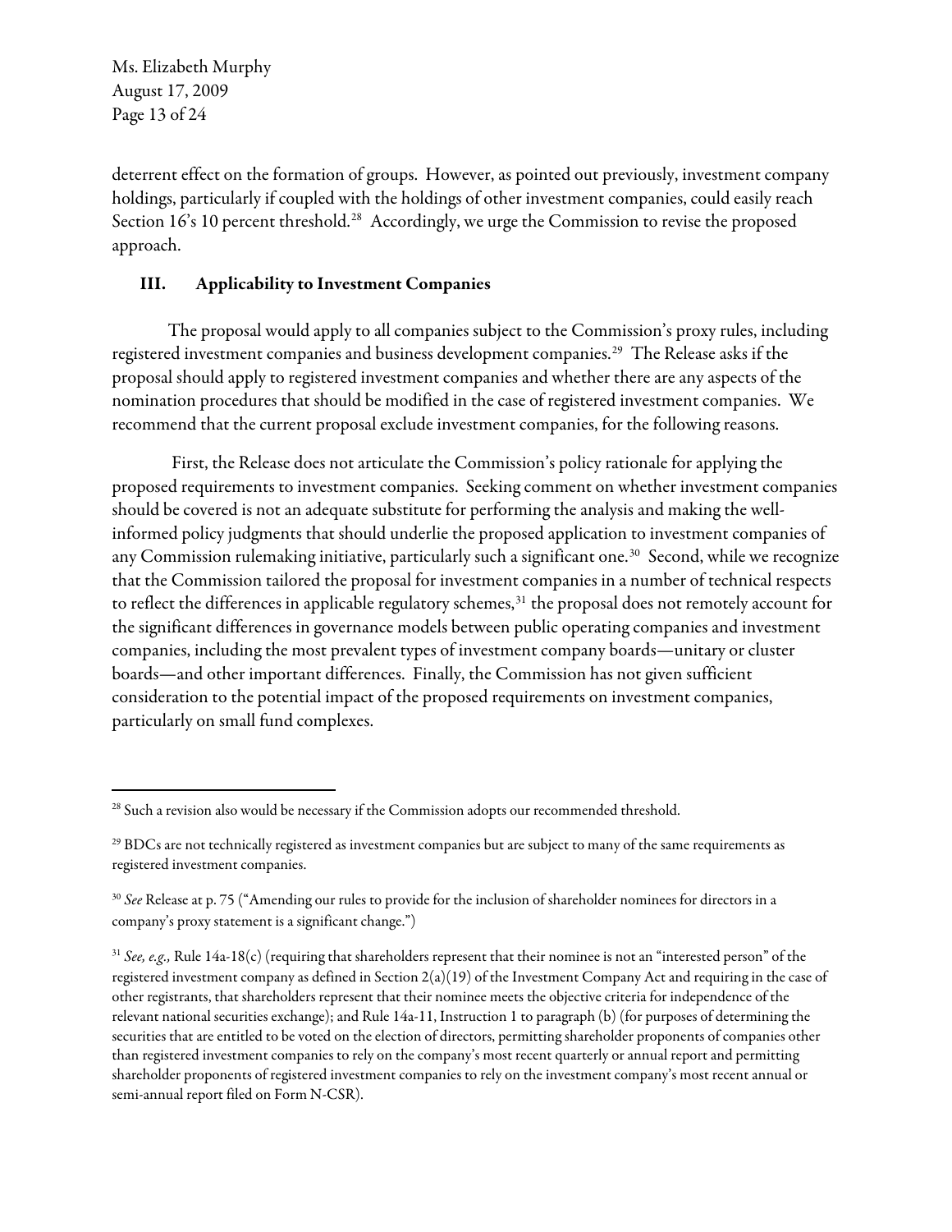deterrent effect on the formation of groups. However, as pointed out previously, investment company holdings, particularly if coupled with the holdings of other investment companies, could easily reach Section 16's 10 percent threshold.[28] Accordingly, we urge the Commission to revise the proposed approach.

## III. Applicability to Investment Companies

The proposal would apply to all companies subject to the Commission's proxy rules, including registered investment companies and business development companies.[29] The Release asks if the proposal should apply to registered investment companies and whether there are any aspects of the nomination procedures that should be modified in the case of registered investment companies. We recommend that the current proposal exclude investment companies, for the following reasons.

First, the Release does not articulate the Commission's policy rationale for applying the proposed requirements to investment companies. Seeking comment on whether investment companies should be covered is not an adequate substitute for performing the analysis and making the well-informed policy judgments that should underlie the proposed application to investment companies of any Commission rulemaking initiative, particularly such a significant one.[30] Second, while we recognize that the Commission tailored the proposal for investment companies in a number of technical respects to reflect the differences in applicable regulatory schemes,[31] the proposal does not remotely account for the significant differences in governance models between public operating companies and investment companies, including the most prevalent types of investment company boards—unitary or cluster boards—and other important differences. Finally, the Commission has not given sufficient consideration to the potential impact of the proposed requirements on investment companies, particularly on small fund complexes.

---

[28] Such a revision also would be necessary if the Commission adopts our recommended threshold.

[29] BDCs are not technically registered as investment companies but are subject to many of the same requirements as registered investment companies.

[30] *See* Release at p. 75 ("Amending our rules to provide for the inclusion of shareholder nominees for directors in a company's proxy statement is a significant change.")

[31] *See, e.g.,* Rule 14a-18(c) (requiring that shareholders represent that their nominee is not an "interested person" of the registered investment company as defined in Section 2(a)(19) of the Investment Company Act and requiring in the case of other registrants, that shareholders represent that their nominee meets the objective criteria for independence of the relevant national securities exchange); and Rule 14a-11, Instruction 1 to paragraph (b) (for purposes of determining the securities that are entitled to be voted on the election of directors, permitting shareholder proponents of companies other than registered investment companies to rely on the company's most recent quarterly or annual report and permitting shareholder proponents of registered investment companies to rely on the investment company's most recent annual or semi-annual report filed on Form N-CSR).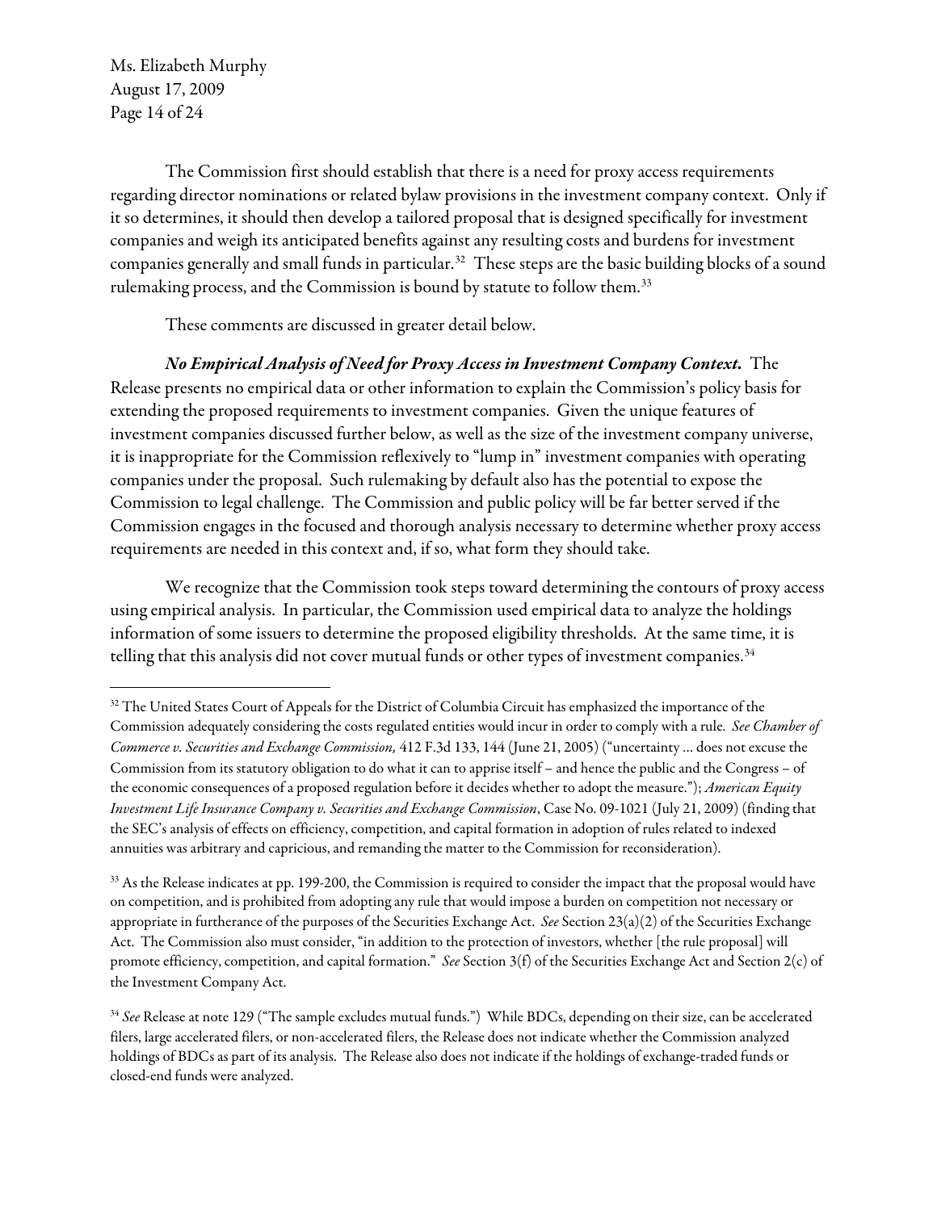The Commission first should establish that there is a need for proxy access requirements regarding director nominations or related bylaw provisions in the investment company context. Only if it so determines, it should then develop a tailored proposal that is designed specifically for investment companies and weigh its anticipated benefits against any resulting costs and burdens for investment companies generally and small funds in particular.[32] These steps are the basic building blocks of a sound rulemaking process, and the Commission is bound by statute to follow them.[33]

These comments are discussed in greater detail below.

***No Empirical Analysis of Need for Proxy Access in Investment Company Context.*** The Release presents no empirical data or other information to explain the Commission's policy basis for extending the proposed requirements to investment companies. Given the unique features of investment companies discussed further below, as well as the size of the investment company universe, it is inappropriate for the Commission reflexively to "lump in" investment companies with operating companies under the proposal. Such rulemaking by default also has the potential to expose the Commission to legal challenge. The Commission and public policy will be far better served if the Commission engages in the focused and thorough analysis necessary to determine whether proxy access requirements are needed in this context and, if so, what form they should take.

We recognize that the Commission took steps toward determining the contours of proxy access using empirical analysis. In particular, the Commission used empirical data to analyze the holdings information of some issuers to determine the proposed eligibility thresholds. At the same time, it is telling that this analysis did not cover mutual funds or other types of investment companies.[34]

---

[32] The United States Court of Appeals for the District of Columbia Circuit has emphasized the importance of the Commission adequately considering the costs regulated entities would incur in order to comply with a rule. *See Chamber of Commerce v. Securities and Exchange Commission,* 412 F.3d 133, 144 (June 21, 2005) ("uncertainty … does not excuse the Commission from its statutory obligation to do what it can to apprise itself – and hence the public and the Congress – of the economic consequences of a proposed regulation before it decides whether to adopt the measure."); *American Equity Investment Life Insurance Company v. Securities and Exchange Commission*, Case No. 09-1021 (July 21, 2009) (finding that the SEC's analysis of effects on efficiency, competition, and capital formation in adoption of rules related to indexed annuities was arbitrary and capricious, and remanding the matter to the Commission for reconsideration).

[33] As the Release indicates at pp. 199-200, the Commission is required to consider the impact that the proposal would have on competition, and is prohibited from adopting any rule that would impose a burden on competition not necessary or appropriate in furtherance of the purposes of the Securities Exchange Act. *See* Section 23(a)(2) of the Securities Exchange Act. The Commission also must consider, "in addition to the protection of investors, whether [the rule proposal] will promote efficiency, competition, and capital formation." *See* Section 3(f) of the Securities Exchange Act and Section 2(c) of the Investment Company Act.

[34] *See* Release at note 129 ("The sample excludes mutual funds.") While BDCs, depending on their size, can be accelerated filers, large accelerated filers, or non-accelerated filers, the Release does not indicate whether the Commission analyzed holdings of BDCs as part of its analysis. The Release also does not indicate if the holdings of exchange-traded funds or closed-end funds were analyzed.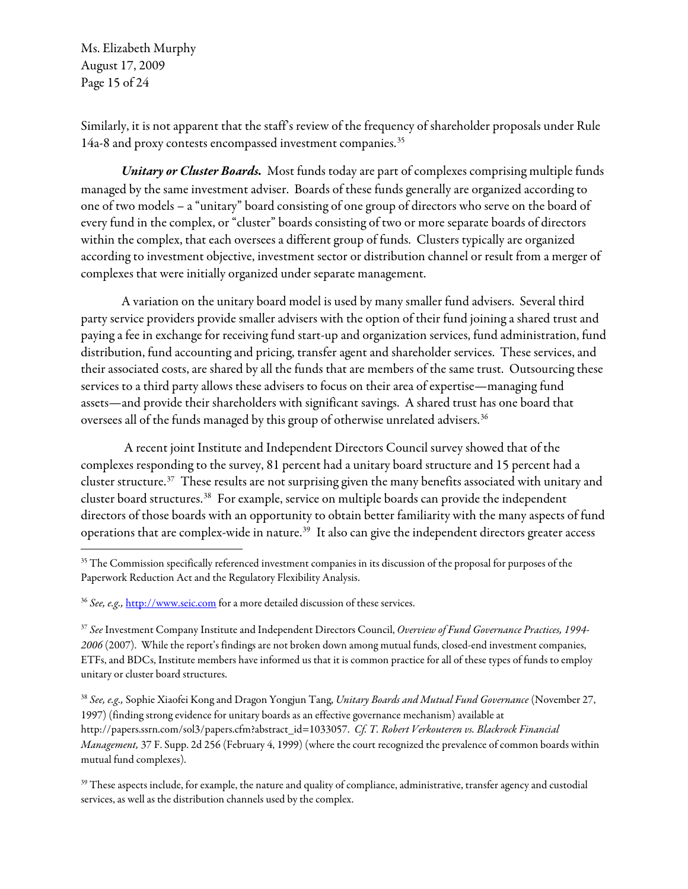Similarly, it is not apparent that the staff's review of the frequency of shareholder proposals under Rule 14a-8 and proxy contests encompassed investment companies.[35]

***Unitary or Cluster Boards.*** Most funds today are part of complexes comprising multiple funds managed by the same investment adviser. Boards of these funds generally are organized according to one of two models – a "unitary" board consisting of one group of directors who serve on the board of every fund in the complex, or "cluster" boards consisting of two or more separate boards of directors within the complex, that each oversees a different group of funds. Clusters typically are organized according to investment objective, investment sector or distribution channel or result from a merger of complexes that were initially organized under separate management.

A variation on the unitary board model is used by many smaller fund advisers. Several third party service providers provide smaller advisers with the option of their fund joining a shared trust and paying a fee in exchange for receiving fund start-up and organization services, fund administration, fund distribution, fund accounting and pricing, transfer agent and shareholder services. These services, and their associated costs, are shared by all the funds that are members of the same trust. Outsourcing these services to a third party allows these advisers to focus on their area of expertise—managing fund assets—and provide their shareholders with significant savings. A shared trust has one board that oversees all of the funds managed by this group of otherwise unrelated advisers.[36]

A recent joint Institute and Independent Directors Council survey showed that of the complexes responding to the survey, 81 percent had a unitary board structure and 15 percent had a cluster structure.[37] These results are not surprising given the many benefits associated with unitary and cluster board structures.[38] For example, service on multiple boards can provide the independent directors of those boards with an opportunity to obtain better familiarity with the many aspects of fund operations that are complex-wide in nature.[39] It also can give the independent directors greater access

---

[35] The Commission specifically referenced investment companies in its discussion of the proposal for purposes of the Paperwork Reduction Act and the Regulatory Flexibility Analysis.

[36] *See, e.g.,* http://www.seic.com for a more detailed discussion of these services.

[37] *See* Investment Company Institute and Independent Directors Council, *Overview of Fund Governance Practices, 1994-2006* (2007). While the report's findings are not broken down among mutual funds, closed-end investment companies, ETFs, and BDCs, Institute members have informed us that it is common practice for all of these types of funds to employ unitary or cluster board structures.

[38] *See, e.g.,* Sophie Xiaofei Kong and Dragon Yongjun Tang, *Unitary Boards and Mutual Fund Governance* (November 27, 1997) (finding strong evidence for unitary boards as an effective governance mechanism) available at http://papers.ssrn.com/sol3/papers.cfm?abstract_id=1033057. *Cf. T. Robert Verkouteren vs. Blackrock Financial Management,* 37 F. Supp. 2d 256 (February 4, 1999) (where the court recognized the prevalence of common boards within mutual fund complexes).

[39] These aspects include, for example, the nature and quality of compliance, administrative, transfer agency and custodial services, as well as the distribution channels used by the complex.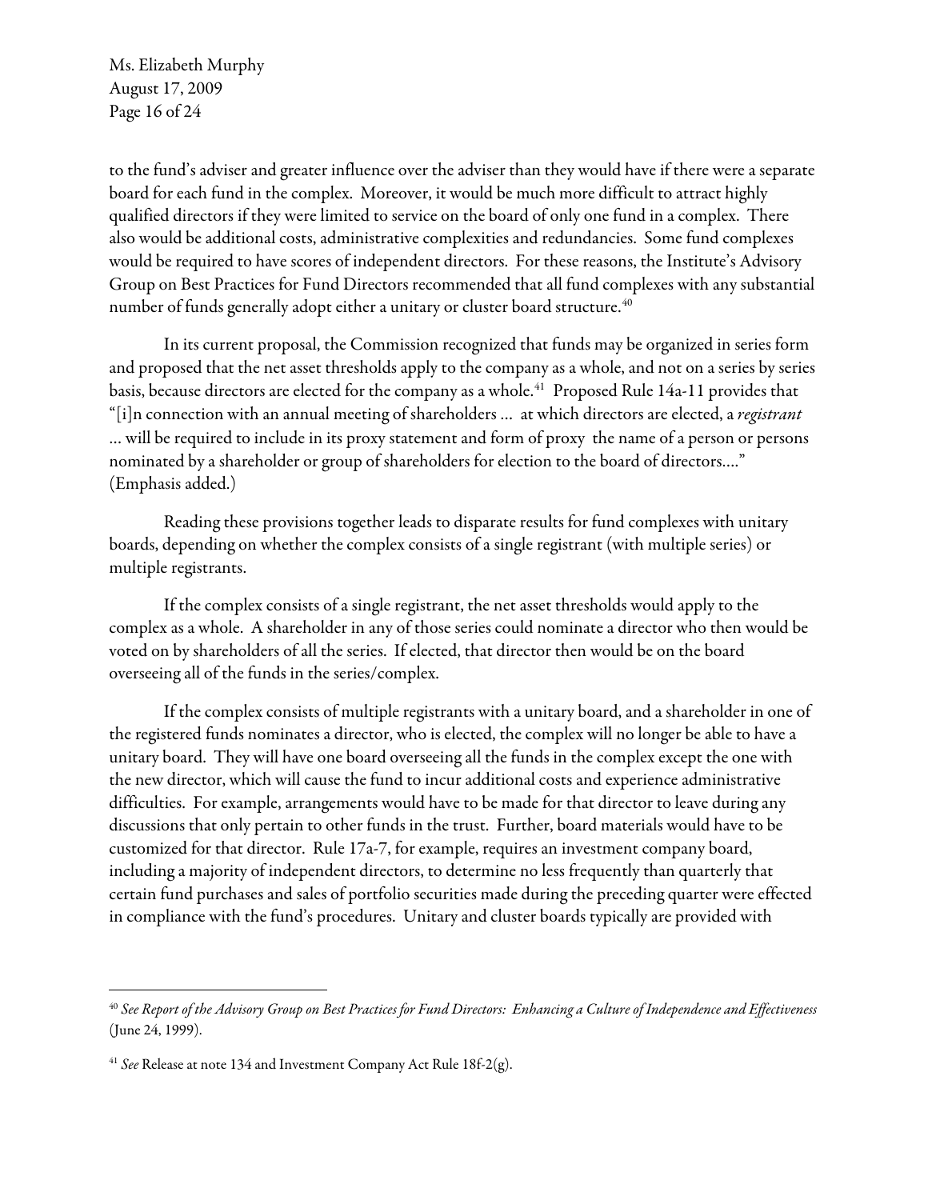to the fund's adviser and greater influence over the adviser than they would have if there were a separate board for each fund in the complex. Moreover, it would be much more difficult to attract highly qualified directors if they were limited to service on the board of only one fund in a complex. There also would be additional costs, administrative complexities and redundancies. Some fund complexes would be required to have scores of independent directors. For these reasons, the Institute's Advisory Group on Best Practices for Fund Directors recommended that all fund complexes with any substantial number of funds generally adopt either a unitary or cluster board structure.[40]

In its current proposal, the Commission recognized that funds may be organized in series form and proposed that the net asset thresholds apply to the company as a whole, and not on a series by series basis, because directors are elected for the company as a whole.[41] Proposed Rule 14a-11 provides that "[i]n connection with an annual meeting of shareholders ... at which directors are elected, a *registrant* ... will be required to include in its proxy statement and form of proxy the name of a person or persons nominated by a shareholder or group of shareholders for election to the board of directors...." (Emphasis added.)

Reading these provisions together leads to disparate results for fund complexes with unitary boards, depending on whether the complex consists of a single registrant (with multiple series) or multiple registrants.

If the complex consists of a single registrant, the net asset thresholds would apply to the complex as a whole. A shareholder in any of those series could nominate a director who then would be voted on by shareholders of all the series. If elected, that director then would be on the board overseeing all of the funds in the series/complex.

If the complex consists of multiple registrants with a unitary board, and a shareholder in one of the registered funds nominates a director, who is elected, the complex will no longer be able to have a unitary board. They will have one board overseeing all the funds in the complex except the one with the new director, which will cause the fund to incur additional costs and experience administrative difficulties. For example, arrangements would have to be made for that director to leave during any discussions that only pertain to other funds in the trust. Further, board materials would have to be customized for that director. Rule 17a-7, for example, requires an investment company board, including a majority of independent directors, to determine no less frequently than quarterly that certain fund purchases and sales of portfolio securities made during the preceding quarter were effected in compliance with the fund's procedures. Unitary and cluster boards typically are provided with

---

[40] *See Report of the Advisory Group on Best Practices for Fund Directors: Enhancing a Culture of Independence and Effectiveness* (June 24, 1999).

[41] *See* Release at note 134 and Investment Company Act Rule 18f-2(g).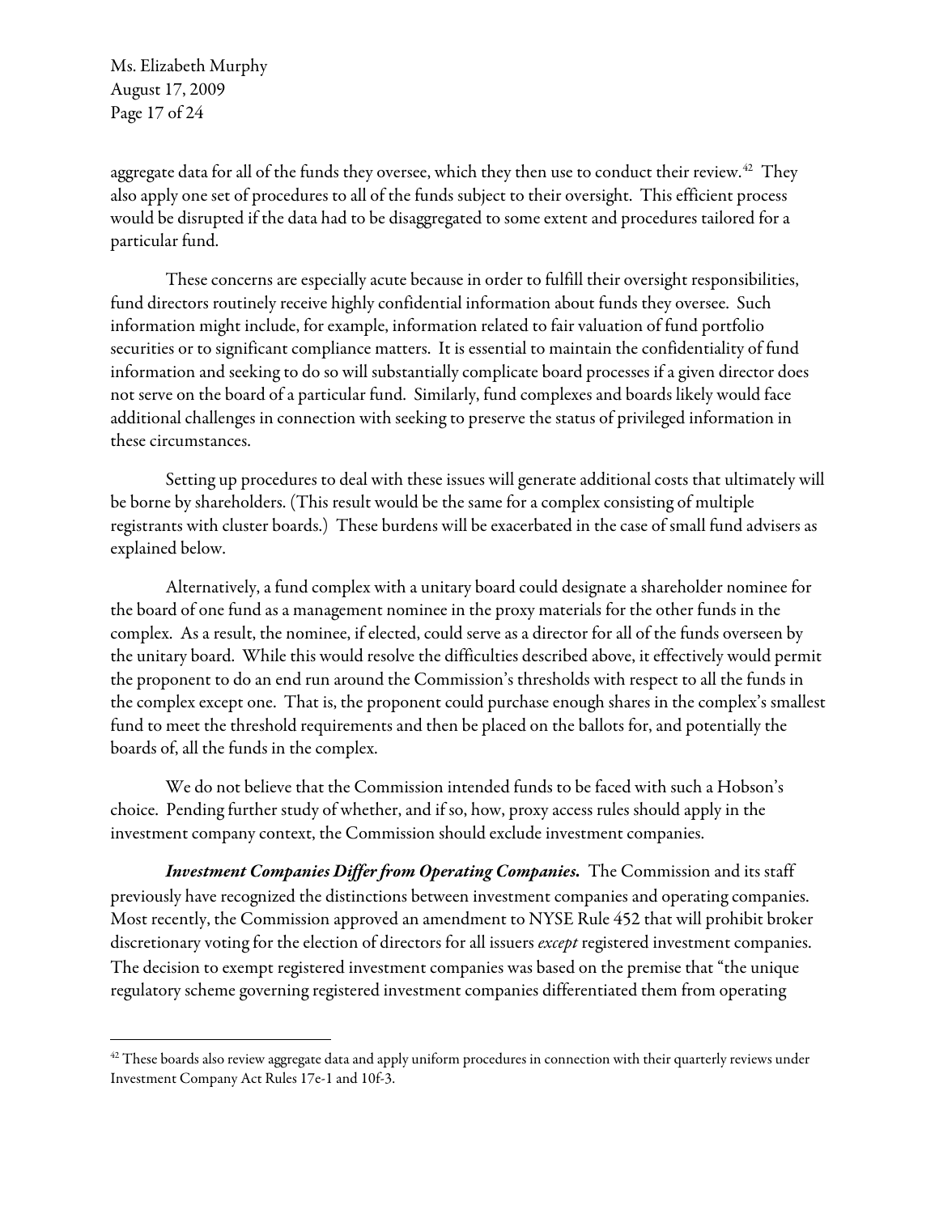aggregate data for all of the funds they oversee, which they then use to conduct their review.[42] They also apply one set of procedures to all of the funds subject to their oversight. This efficient process would be disrupted if the data had to be disaggregated to some extent and procedures tailored for a particular fund.

These concerns are especially acute because in order to fulfill their oversight responsibilities, fund directors routinely receive highly confidential information about funds they oversee. Such information might include, for example, information related to fair valuation of fund portfolio securities or to significant compliance matters. It is essential to maintain the confidentiality of fund information and seeking to do so will substantially complicate board processes if a given director does not serve on the board of a particular fund. Similarly, fund complexes and boards likely would face additional challenges in connection with seeking to preserve the status of privileged information in these circumstances.

Setting up procedures to deal with these issues will generate additional costs that ultimately will be borne by shareholders. (This result would be the same for a complex consisting of multiple registrants with cluster boards.) These burdens will be exacerbated in the case of small fund advisers as explained below.

Alternatively, a fund complex with a unitary board could designate a shareholder nominee for the board of one fund as a management nominee in the proxy materials for the other funds in the complex. As a result, the nominee, if elected, could serve as a director for all of the funds overseen by the unitary board. While this would resolve the difficulties described above, it effectively would permit the proponent to do an end run around the Commission's thresholds with respect to all the funds in the complex except one. That is, the proponent could purchase enough shares in the complex's smallest fund to meet the threshold requirements and then be placed on the ballots for, and potentially the boards of, all the funds in the complex.

We do not believe that the Commission intended funds to be faced with such a Hobson's choice. Pending further study of whether, and if so, how, proxy access rules should apply in the investment company context, the Commission should exclude investment companies.

***Investment Companies Differ from Operating Companies.*** The Commission and its staff previously have recognized the distinctions between investment companies and operating companies. Most recently, the Commission approved an amendment to NYSE Rule 452 that will prohibit broker discretionary voting for the election of directors for all issuers *except* registered investment companies. The decision to exempt registered investment companies was based on the premise that "the unique regulatory scheme governing registered investment companies differentiated them from operating

---

[42] These boards also review aggregate data and apply uniform procedures in connection with their quarterly reviews under Investment Company Act Rules 17e-1 and 10f-3.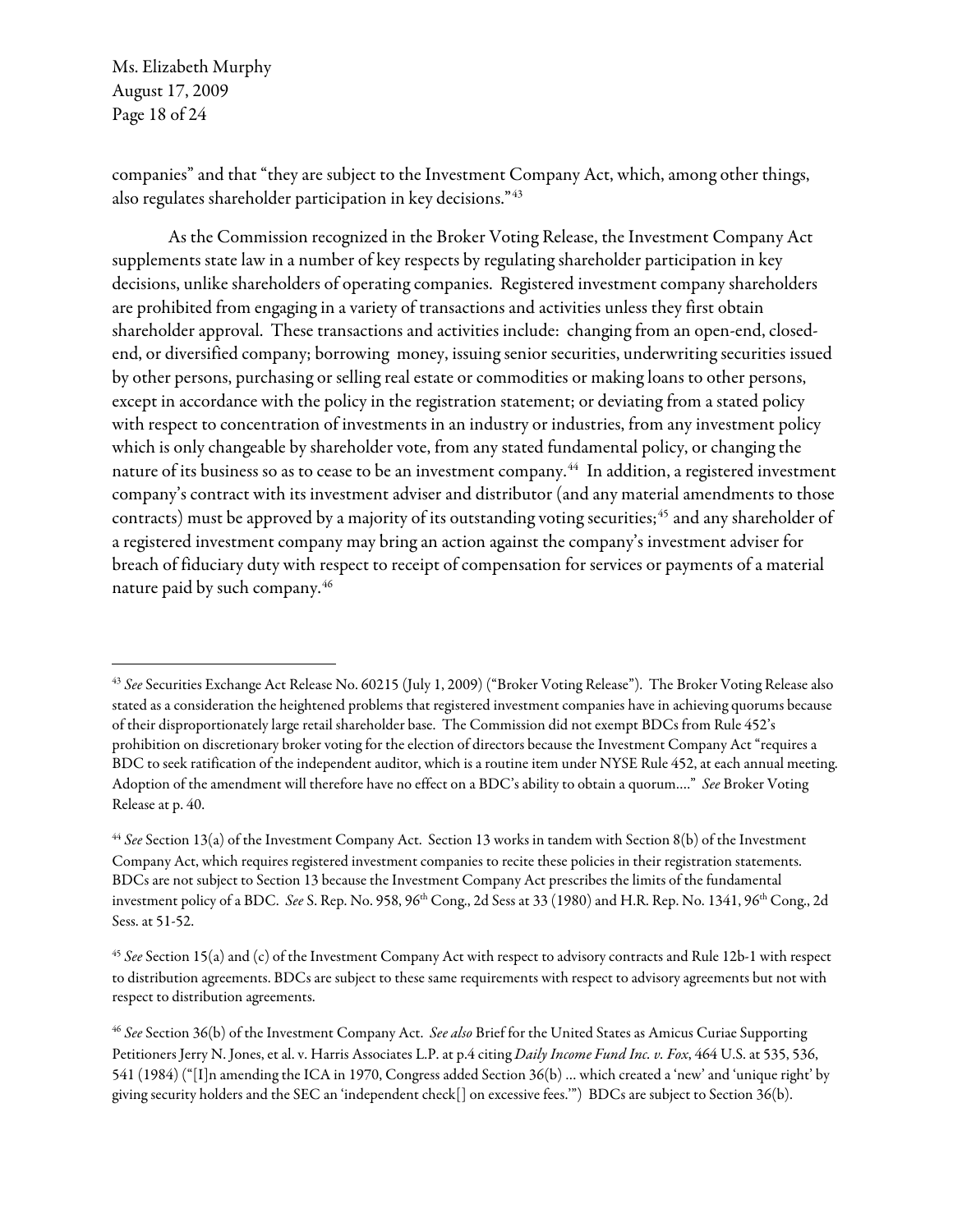companies" and that "they are subject to the Investment Company Act, which, among other things, also regulates shareholder participation in key decisions."[43]

As the Commission recognized in the Broker Voting Release, the Investment Company Act supplements state law in a number of key respects by regulating shareholder participation in key decisions, unlike shareholders of operating companies. Registered investment company shareholders are prohibited from engaging in a variety of transactions and activities unless they first obtain shareholder approval. These transactions and activities include: changing from an open-end, closed-end, or diversified company; borrowing money, issuing senior securities, underwriting securities issued by other persons, purchasing or selling real estate or commodities or making loans to other persons, except in accordance with the policy in the registration statement; or deviating from a stated policy with respect to concentration of investments in an industry or industries, from any investment policy which is only changeable by shareholder vote, from any stated fundamental policy, or changing the nature of its business so as to cease to be an investment company.[44] In addition, a registered investment company's contract with its investment adviser and distributor (and any material amendments to those contracts) must be approved by a majority of its outstanding voting securities;[45] and any shareholder of a registered investment company may bring an action against the company's investment adviser for breach of fiduciary duty with respect to receipt of compensation for services or payments of a material nature paid by such company.[46]

---

[43] *See* Securities Exchange Act Release No. 60215 (July 1, 2009) ("Broker Voting Release"). The Broker Voting Release also stated as a consideration the heightened problems that registered investment companies have in achieving quorums because of their disproportionately large retail shareholder base. The Commission did not exempt BDCs from Rule 452's prohibition on discretionary broker voting for the election of directors because the Investment Company Act "requires a BDC to seek ratification of the independent auditor, which is a routine item under NYSE Rule 452, at each annual meeting. Adoption of the amendment will therefore have no effect on a BDC's ability to obtain a quorum…." *See* Broker Voting Release at p. 40.

[44] *See* Section 13(a) of the Investment Company Act. Section 13 works in tandem with Section 8(b) of the Investment Company Act, which requires registered investment companies to recite these policies in their registration statements. BDCs are not subject to Section 13 because the Investment Company Act prescribes the limits of the fundamental investment policy of a BDC. *See* S. Rep. No. 958, 96th Cong., 2d Sess at 33 (1980) and H.R. Rep. No. 1341, 96th Cong., 2d Sess. at 51-52.

[45] *See* Section 15(a) and (c) of the Investment Company Act with respect to advisory contracts and Rule 12b-1 with respect to distribution agreements. BDCs are subject to these same requirements with respect to advisory agreements but not with respect to distribution agreements.

[46] *See* Section 36(b) of the Investment Company Act. *See also* Brief for the United States as Amicus Curiae Supporting Petitioners Jerry N. Jones, et al. v. Harris Associates L.P. at p.4 citing *Daily Income Fund Inc. v. Fox*, 464 U.S. at 535, 536, 541 (1984) ("[I]n amending the ICA in 1970, Congress added Section 36(b) … which created a 'new' and 'unique right' by giving security holders and the SEC an 'independent check[] on excessive fees.'") BDCs are subject to Section 36(b).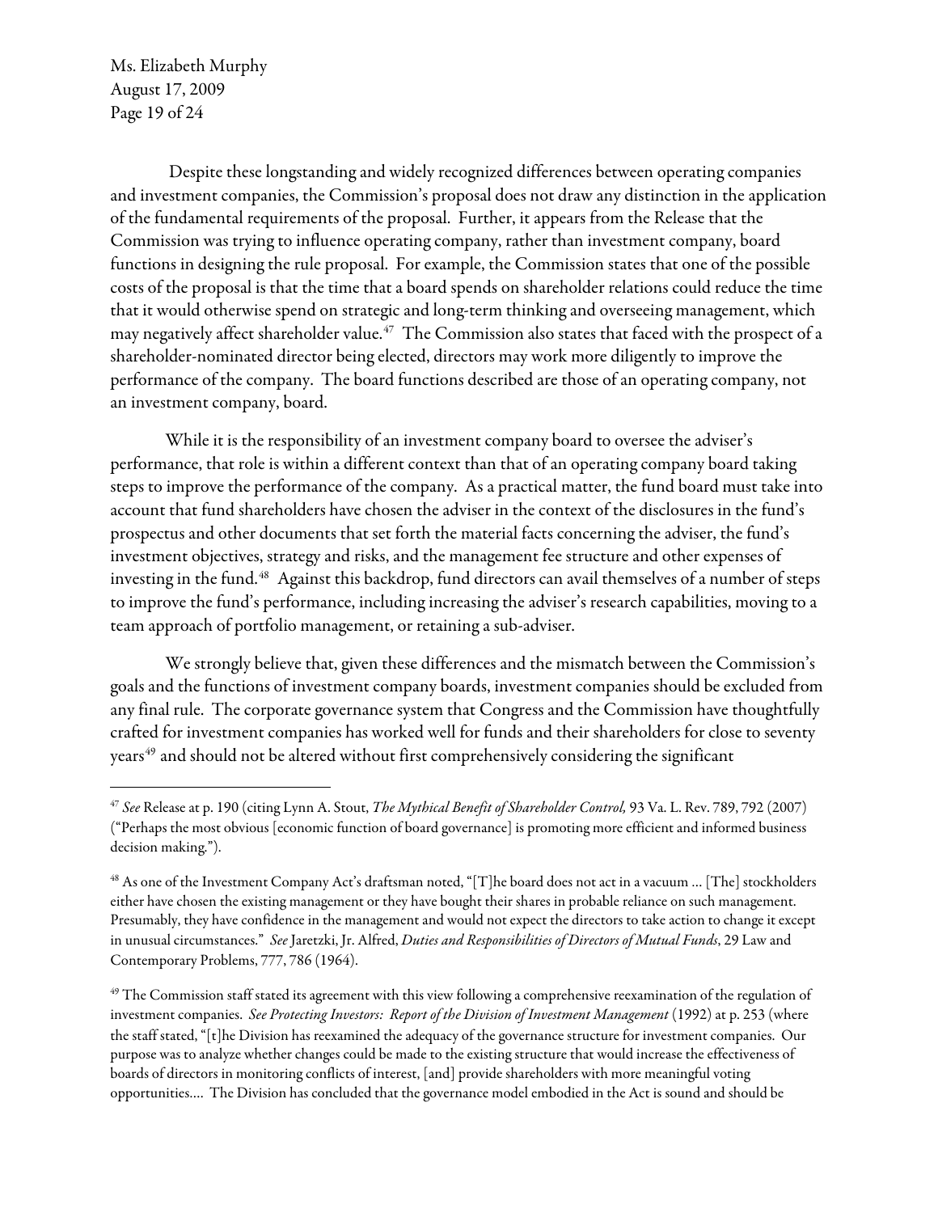Despite these longstanding and widely recognized differences between operating companies and investment companies, the Commission's proposal does not draw any distinction in the application of the fundamental requirements of the proposal. Further, it appears from the Release that the Commission was trying to influence operating company, rather than investment company, board functions in designing the rule proposal. For example, the Commission states that one of the possible costs of the proposal is that the time that a board spends on shareholder relations could reduce the time that it would otherwise spend on strategic and long-term thinking and overseeing management, which may negatively affect shareholder value.[47] The Commission also states that faced with the prospect of a shareholder-nominated director being elected, directors may work more diligently to improve the performance of the company. The board functions described are those of an operating company, not an investment company, board.

While it is the responsibility of an investment company board to oversee the adviser's performance, that role is within a different context than that of an operating company board taking steps to improve the performance of the company. As a practical matter, the fund board must take into account that fund shareholders have chosen the adviser in the context of the disclosures in the fund's prospectus and other documents that set forth the material facts concerning the adviser, the fund's investment objectives, strategy and risks, and the management fee structure and other expenses of investing in the fund.[48] Against this backdrop, fund directors can avail themselves of a number of steps to improve the fund's performance, including increasing the adviser's research capabilities, moving to a team approach of portfolio management, or retaining a sub-adviser.

We strongly believe that, given these differences and the mismatch between the Commission's goals and the functions of investment company boards, investment companies should be excluded from any final rule. The corporate governance system that Congress and the Commission have thoughtfully crafted for investment companies has worked well for funds and their shareholders for close to seventy years[49] and should not be altered without first comprehensively considering the significant

---

[47] *See* Release at p. 190 (citing Lynn A. Stout, *The Mythical Benefit of Shareholder Control,* 93 Va. L. Rev. 789, 792 (2007) ("Perhaps the most obvious [economic function of board governance] is promoting more efficient and informed business decision making.").

[48] As one of the Investment Company Act's draftsman noted, "[T]he board does not act in a vacuum … [The] stockholders either have chosen the existing management or they have bought their shares in probable reliance on such management. Presumably, they have confidence in the management and would not expect the directors to take action to change it except in unusual circumstances." *See* Jaretzki, Jr. Alfred, *Duties and Responsibilities of Directors of Mutual Funds*, 29 Law and Contemporary Problems, 777, 786 (1964).

[49] The Commission staff stated its agreement with this view following a comprehensive reexamination of the regulation of investment companies. *See Protecting Investors: Report of the Division of Investment Management* (1992) at p. 253 (where the staff stated, "[t]he Division has reexamined the adequacy of the governance structure for investment companies. Our purpose was to analyze whether changes could be made to the existing structure that would increase the effectiveness of boards of directors in monitoring conflicts of interest, [and] provide shareholders with more meaningful voting opportunities…. The Division has concluded that the governance model embodied in the Act is sound and should be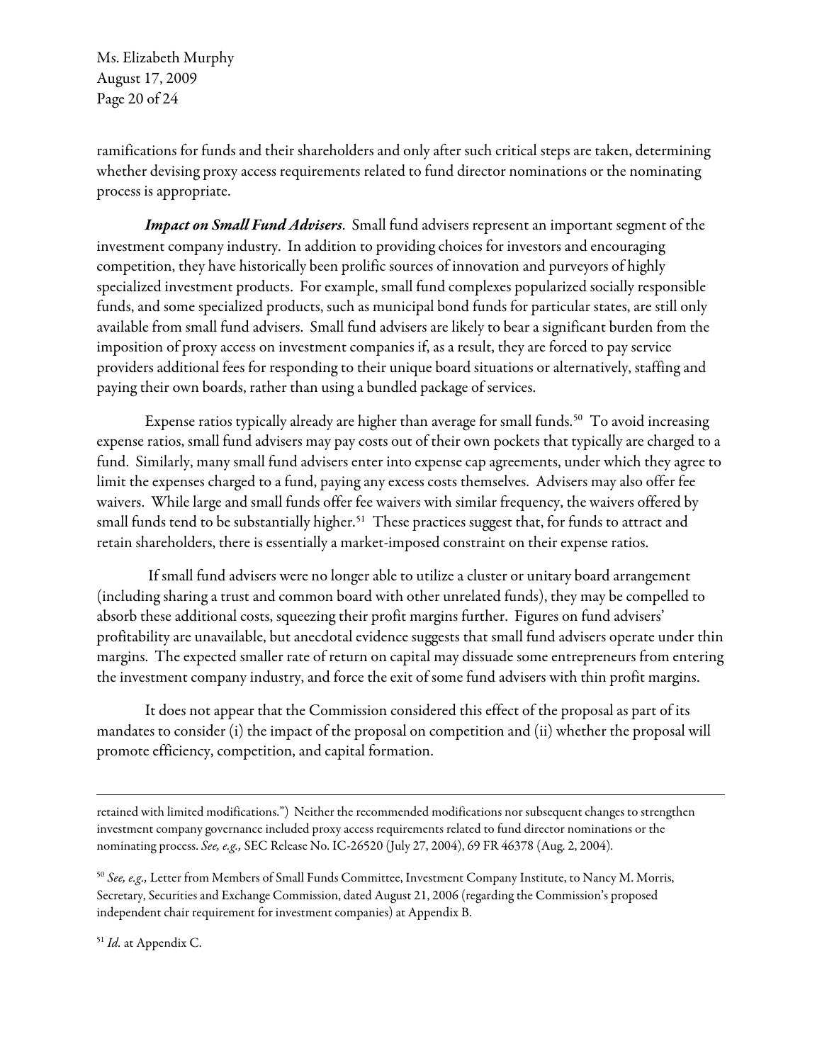ramifications for funds and their shareholders and only after such critical steps are taken, determining whether devising proxy access requirements related to fund director nominations or the nominating process is appropriate.

***Impact on Small Fund Advisers***. Small fund advisers represent an important segment of the investment company industry. In addition to providing choices for investors and encouraging competition, they have historically been prolific sources of innovation and purveyors of highly specialized investment products. For example, small fund complexes popularized socially responsible funds, and some specialized products, such as municipal bond funds for particular states, are still only available from small fund advisers. Small fund advisers are likely to bear a significant burden from the imposition of proxy access on investment companies if, as a result, they are forced to pay service providers additional fees for responding to their unique board situations or alternatively, staffing and paying their own boards, rather than using a bundled package of services.

Expense ratios typically already are higher than average for small funds.[50] To avoid increasing expense ratios, small fund advisers may pay costs out of their own pockets that typically are charged to a fund. Similarly, many small fund advisers enter into expense cap agreements, under which they agree to limit the expenses charged to a fund, paying any excess costs themselves. Advisers may also offer fee waivers. While large and small funds offer fee waivers with similar frequency, the waivers offered by small funds tend to be substantially higher.[51] These practices suggest that, for funds to attract and retain shareholders, there is essentially a market-imposed constraint on their expense ratios.

If small fund advisers were no longer able to utilize a cluster or unitary board arrangement (including sharing a trust and common board with other unrelated funds), they may be compelled to absorb these additional costs, squeezing their profit margins further. Figures on fund advisers' profitability are unavailable, but anecdotal evidence suggests that small fund advisers operate under thin margins. The expected smaller rate of return on capital may dissuade some entrepreneurs from entering the investment company industry, and force the exit of some fund advisers with thin profit margins.

It does not appear that the Commission considered this effect of the proposal as part of its mandates to consider (i) the impact of the proposal on competition and (ii) whether the proposal will promote efficiency, competition, and capital formation.

---

retained with limited modifications.") Neither the recommended modifications nor subsequent changes to strengthen investment company governance included proxy access requirements related to fund director nominations or the nominating process. *See, e.g.,* SEC Release No. IC-26520 (July 27, 2004), 69 FR 46378 (Aug. 2, 2004).

[50] *See, e.g.,* Letter from Members of Small Funds Committee, Investment Company Institute, to Nancy M. Morris, Secretary, Securities and Exchange Commission, dated August 21, 2006 (regarding the Commission's proposed independent chair requirement for investment companies) at Appendix B.

[51] *Id.* at Appendix C.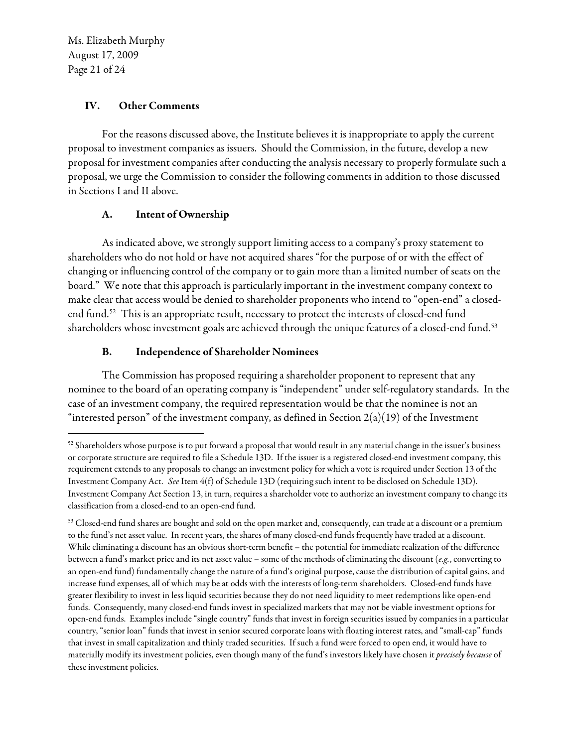## IV. Other Comments

For the reasons discussed above, the Institute believes it is inappropriate to apply the current proposal to investment companies as issuers. Should the Commission, in the future, develop a new proposal for investment companies after conducting the analysis necessary to properly formulate such a proposal, we urge the Commission to consider the following comments in addition to those discussed in Sections I and II above.

### A. Intent of Ownership

As indicated above, we strongly support limiting access to a company's proxy statement to shareholders who do not hold or have not acquired shares "for the purpose of or with the effect of changing or influencing control of the company or to gain more than a limited number of seats on the board." We note that this approach is particularly important in the investment company context to make clear that access would be denied to shareholder proponents who intend to "open-end" a closed-end fund.[52] This is an appropriate result, necessary to protect the interests of closed-end fund shareholders whose investment goals are achieved through the unique features of a closed-end fund.[53]

### B. Independence of Shareholder Nominees

The Commission has proposed requiring a shareholder proponent to represent that any nominee to the board of an operating company is "independent" under self-regulatory standards. In the case of an investment company, the required representation would be that the nominee is not an "interested person" of the investment company, as defined in Section 2(a)(19) of the Investment

---

[52] Shareholders whose purpose is to put forward a proposal that would result in any material change in the issuer's business or corporate structure are required to file a Schedule 13D. If the issuer is a registered closed-end investment company, this requirement extends to any proposals to change an investment policy for which a vote is required under Section 13 of the Investment Company Act. *See* Item 4(f) of Schedule 13D (requiring such intent to be disclosed on Schedule 13D). Investment Company Act Section 13, in turn, requires a shareholder vote to authorize an investment company to change its classification from a closed-end to an open-end fund.

[53] Closed-end fund shares are bought and sold on the open market and, consequently, can trade at a discount or a premium to the fund's net asset value. In recent years, the shares of many closed-end funds frequently have traded at a discount. While eliminating a discount has an obvious short-term benefit – the potential for immediate realization of the difference between a fund's market price and its net asset value – some of the methods of eliminating the discount (*e.g.*, converting to an open-end fund) fundamentally change the nature of a fund's original purpose, cause the distribution of capital gains, and increase fund expenses, all of which may be at odds with the interests of long-term shareholders. Closed-end funds have greater flexibility to invest in less liquid securities because they do not need liquidity to meet redemptions like open-end funds. Consequently, many closed-end funds invest in specialized markets that may not be viable investment options for open-end funds. Examples include "single country" funds that invest in foreign securities issued by companies in a particular country, "senior loan" funds that invest in senior secured corporate loans with floating interest rates, and "small-cap" funds that invest in small capitalization and thinly traded securities. If such a fund were forced to open end, it would have to materially modify its investment policies, even though many of the fund's investors likely have chosen it *precisely because* of these investment policies.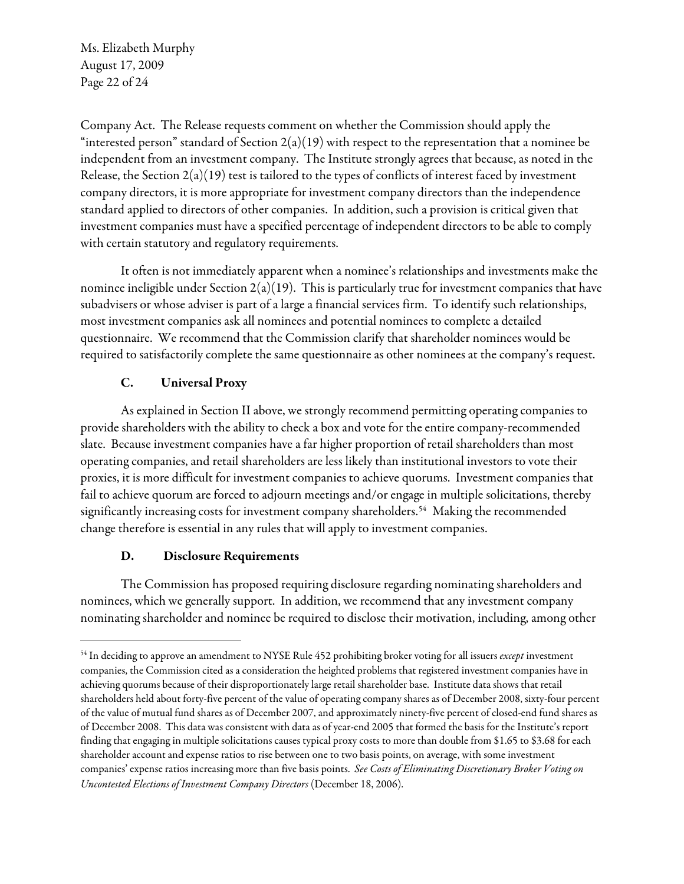Company Act. The Release requests comment on whether the Commission should apply the "interested person" standard of Section 2(a)(19) with respect to the representation that a nominee be independent from an investment company. The Institute strongly agrees that because, as noted in the Release, the Section 2(a)(19) test is tailored to the types of conflicts of interest faced by investment company directors, it is more appropriate for investment company directors than the independence standard applied to directors of other companies. In addition, such a provision is critical given that investment companies must have a specified percentage of independent directors to be able to comply with certain statutory and regulatory requirements.

It often is not immediately apparent when a nominee's relationships and investments make the nominee ineligible under Section 2(a)(19). This is particularly true for investment companies that have subadvisers or whose adviser is part of a large a financial services firm. To identify such relationships, most investment companies ask all nominees and potential nominees to complete a detailed questionnaire. We recommend that the Commission clarify that shareholder nominees would be required to satisfactorily complete the same questionnaire as other nominees at the company's request.

### C. Universal Proxy

As explained in Section II above, we strongly recommend permitting operating companies to provide shareholders with the ability to check a box and vote for the entire company-recommended slate. Because investment companies have a far higher proportion of retail shareholders than most operating companies, and retail shareholders are less likely than institutional investors to vote their proxies, it is more difficult for investment companies to achieve quorums. Investment companies that fail to achieve quorum are forced to adjourn meetings and/or engage in multiple solicitations, thereby significantly increasing costs for investment company shareholders.[54] Making the recommended change therefore is essential in any rules that will apply to investment companies.

### D. Disclosure Requirements

The Commission has proposed requiring disclosure regarding nominating shareholders and nominees, which we generally support. In addition, we recommend that any investment company nominating shareholder and nominee be required to disclose their motivation, including, among other

---

[54] In deciding to approve an amendment to NYSE Rule 452 prohibiting broker voting for all issuers *except* investment companies, the Commission cited as a consideration the heighted problems that registered investment companies have in achieving quorums because of their disproportionately large retail shareholder base. Institute data shows that retail shareholders held about forty-five percent of the value of operating company shares as of December 2008, sixty-four percent of the value of mutual fund shares as of December 2007, and approximately ninety-five percent of closed-end fund shares as of December 2008. This data was consistent with data as of year-end 2005 that formed the basis for the Institute's report finding that engaging in multiple solicitations causes typical proxy costs to more than double from $1.65 to $3.68 for each shareholder account and expense ratios to rise between one to two basis points, on average, with some investment companies' expense ratios increasing more than five basis points. *See Costs of Eliminating Discretionary Broker Voting on Uncontested Elections of Investment Company Directors* (December 18, 2006).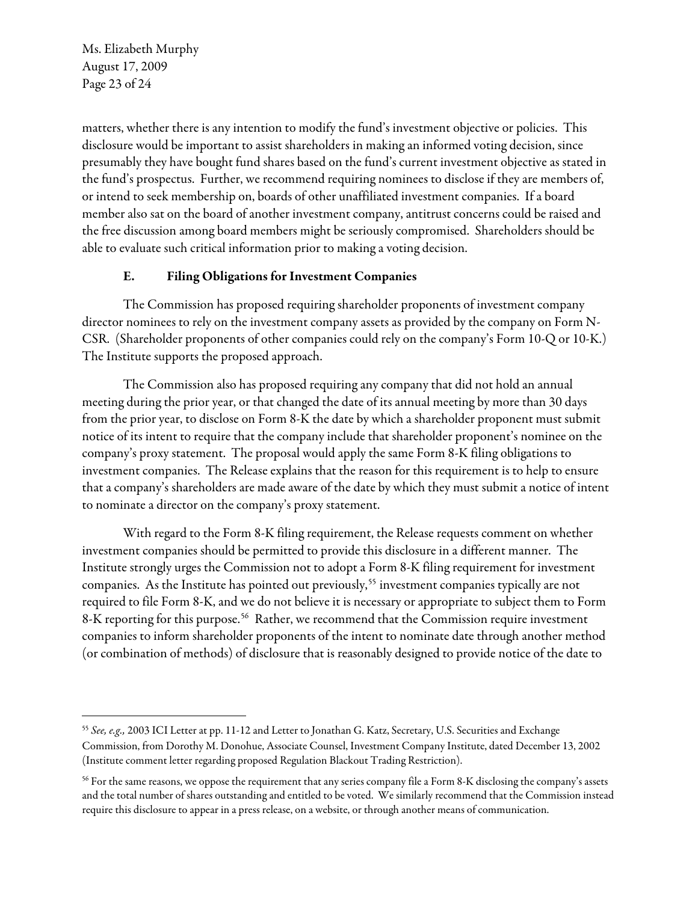matters, whether there is any intention to modify the fund's investment objective or policies. This disclosure would be important to assist shareholders in making an informed voting decision, since presumably they have bought fund shares based on the fund's current investment objective as stated in the fund's prospectus. Further, we recommend requiring nominees to disclose if they are members of, or intend to seek membership on, boards of other unaffiliated investment companies. If a board member also sat on the board of another investment company, antitrust concerns could be raised and the free discussion among board members might be seriously compromised. Shareholders should be able to evaluate such critical information prior to making a voting decision.

### E. Filing Obligations for Investment Companies

The Commission has proposed requiring shareholder proponents of investment company director nominees to rely on the investment company assets as provided by the company on Form N-CSR. (Shareholder proponents of other companies could rely on the company's Form 10-Q or 10-K.) The Institute supports the proposed approach.

The Commission also has proposed requiring any company that did not hold an annual meeting during the prior year, or that changed the date of its annual meeting by more than 30 days from the prior year, to disclose on Form 8-K the date by which a shareholder proponent must submit notice of its intent to require that the company include that shareholder proponent's nominee on the company's proxy statement. The proposal would apply the same Form 8-K filing obligations to investment companies. The Release explains that the reason for this requirement is to help to ensure that a company's shareholders are made aware of the date by which they must submit a notice of intent to nominate a director on the company's proxy statement.

With regard to the Form 8-K filing requirement, the Release requests comment on whether investment companies should be permitted to provide this disclosure in a different manner. The Institute strongly urges the Commission not to adopt a Form 8-K filing requirement for investment companies. As the Institute has pointed out previously,[55] investment companies typically are not required to file Form 8-K, and we do not believe it is necessary or appropriate to subject them to Form 8-K reporting for this purpose.[56] Rather, we recommend that the Commission require investment companies to inform shareholder proponents of the intent to nominate date through another method (or combination of methods) of disclosure that is reasonably designed to provide notice of the date to

---

[55] *See, e.g.,* 2003 ICI Letter at pp. 11-12 and Letter to Jonathan G. Katz, Secretary, U.S. Securities and Exchange Commission, from Dorothy M. Donohue, Associate Counsel, Investment Company Institute, dated December 13, 2002 (Institute comment letter regarding proposed Regulation Blackout Trading Restriction).

[56] For the same reasons, we oppose the requirement that any series company file a Form 8-K disclosing the company's assets and the total number of shares outstanding and entitled to be voted. We similarly recommend that the Commission instead require this disclosure to appear in a press release, on a website, or through another means of communication.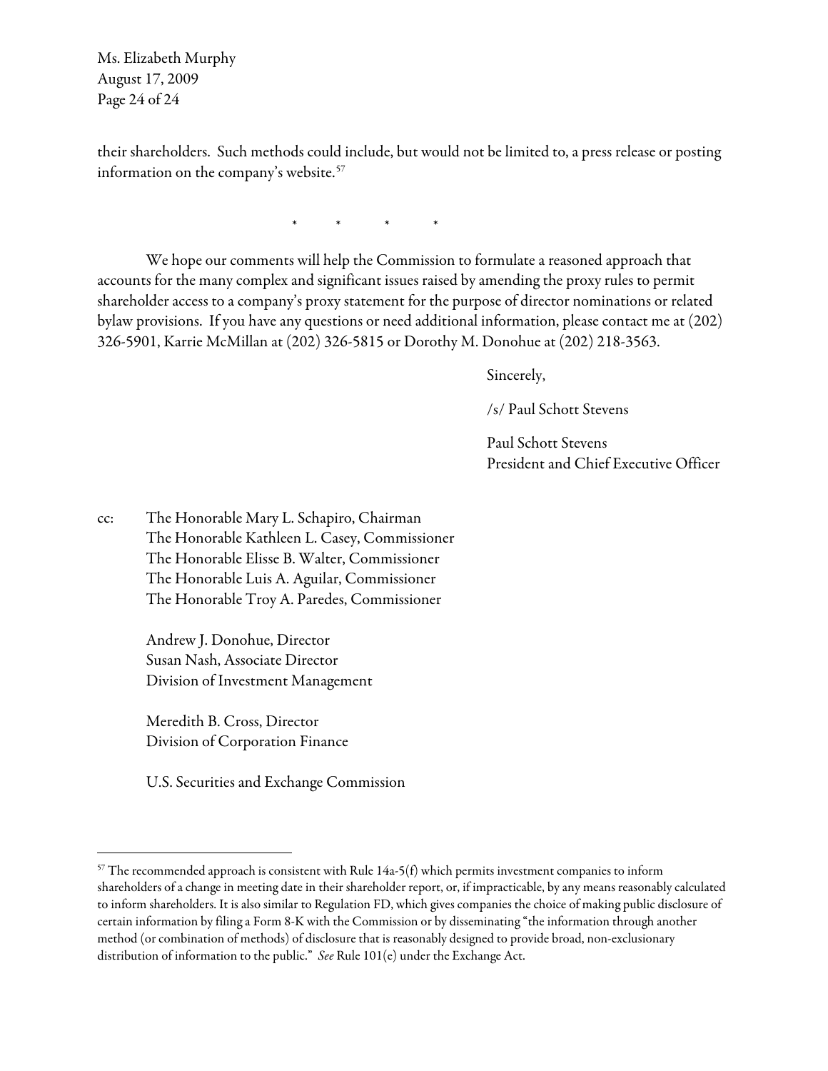their shareholders. Such methods could include, but would not be limited to, a press release or posting information on the company's website.[57]

\* \* \* \*

We hope our comments will help the Commission to formulate a reasoned approach that accounts for the many complex and significant issues raised by amending the proxy rules to permit shareholder access to a company's proxy statement for the purpose of director nominations or related bylaw provisions. If you have any questions or need additional information, please contact me at (202) 326-5901, Karrie McMillan at (202) 326-5815 or Dorothy M. Donohue at (202) 218-3563.

Sincerely,

/s/ Paul Schott Stevens

Paul Schott Stevens
President and Chief Executive Officer

cc: The Honorable Mary L. Schapiro, Chairman
The Honorable Kathleen L. Casey, Commissioner
The Honorable Elisse B. Walter, Commissioner
The Honorable Luis A. Aguilar, Commissioner
The Honorable Troy A. Paredes, Commissioner

Andrew J. Donohue, Director
Susan Nash, Associate Director
Division of Investment Management

Meredith B. Cross, Director
Division of Corporation Finance

U.S. Securities and Exchange Commission

---

[57] The recommended approach is consistent with Rule 14a-5(f) which permits investment companies to inform shareholders of a change in meeting date in their shareholder report, or, if impracticable, by any means reasonably calculated to inform shareholders. It is also similar to Regulation FD, which gives companies the choice of making public disclosure of certain information by filing a Form 8-K with the Commission or by disseminating "the information through another method (or combination of methods) of disclosure that is reasonably designed to provide broad, non-exclusionary distribution of information to the public." *See* Rule 101(e) under the Exchange Act.